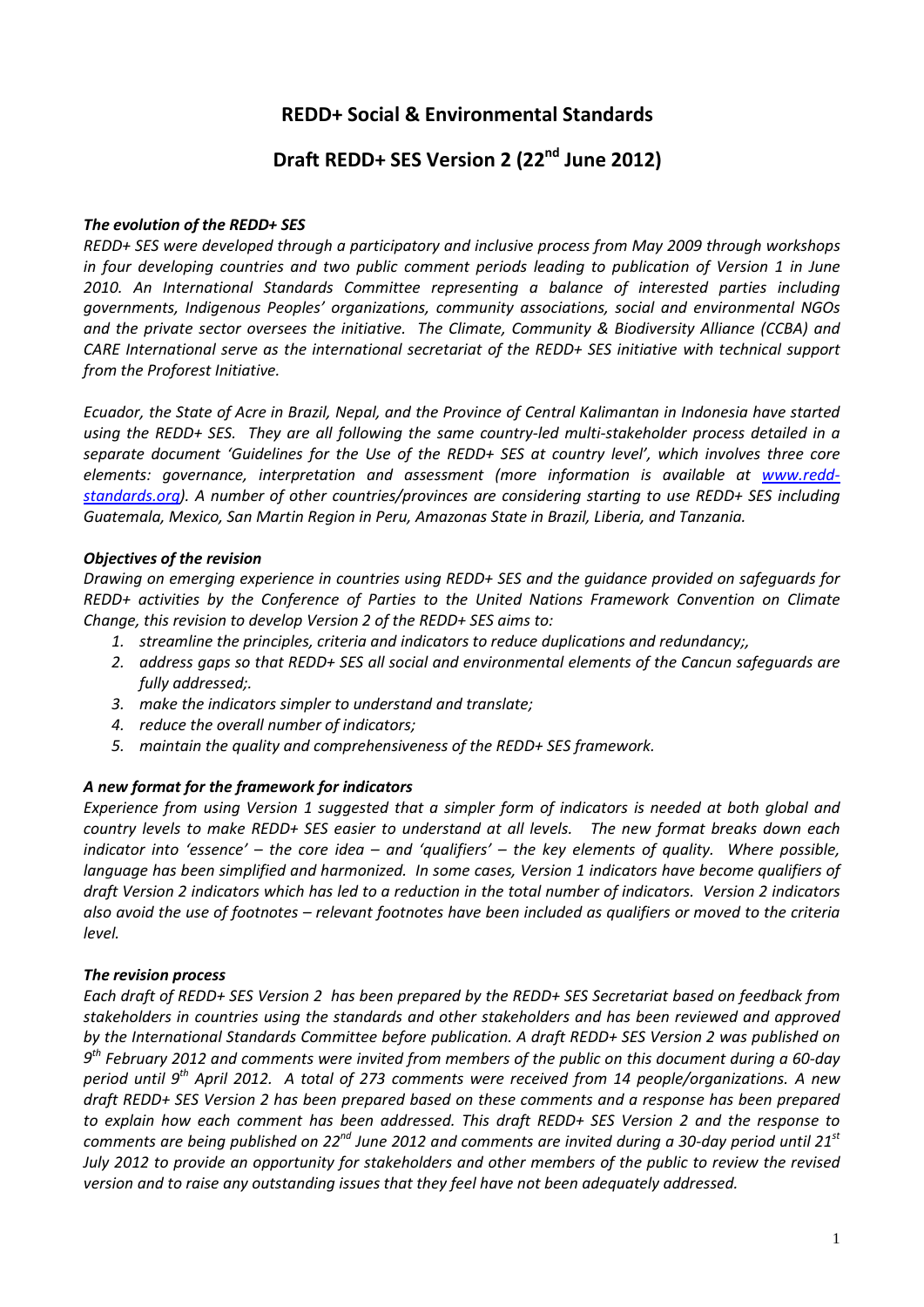# REDD+ Social & Environmental Standards

## Draft REDD+ SES Version 2 (22nd June 2012)

***The evolution of the REDD+ SES***

*REDD+ SES were developed through a participatory and inclusive process from May 2009 through workshops in four developing countries and two public comment periods leading to publication of Version 1 in June 2010. An International Standards Committee representing a balance of interested parties including governments, Indigenous Peoples' organizations, community associations, social and environmental NGOs and the private sector oversees the initiative. The Climate, Community & Biodiversity Alliance (CCBA) and CARE International serve as the international secretariat of the REDD+ SES initiative with technical support from the Proforest Initiative.*

*Ecuador, the State of Acre in Brazil, Nepal, and the Province of Central Kalimantan in Indonesia have started using the REDD+ SES. They are all following the same country-led multi-stakeholder process detailed in a separate document 'Guidelines for the Use of the REDD+ SES at country level', which involves three core elements: governance, interpretation and assessment (more information is available at [www.redd-standards.org](http://www.redd-standards.org)). A number of other countries/provinces are considering starting to use REDD+ SES including Guatemala, Mexico, San Martin Region in Peru, Amazonas State in Brazil, Liberia, and Tanzania.*

***Objectives of the revision***

*Drawing on emerging experience in countries using REDD+ SES and the guidance provided on safeguards for REDD+ activities by the Conference of Parties to the United Nations Framework Convention on Climate Change, this revision to develop Version 2 of the REDD+ SES aims to:*

1. *streamline the principles, criteria and indicators to reduce duplications and redundancy;,*
2. *address gaps so that REDD+ SES all social and environmental elements of the Cancun safeguards are fully addressed;.*
3. *make the indicators simpler to understand and translate;*
4. *reduce the overall number of indicators;*
5. *maintain the quality and comprehensiveness of the REDD+ SES framework.*

***A new format for the framework for indicators***

*Experience from using Version 1 suggested that a simpler form of indicators is needed at both global and country levels to make REDD+ SES easier to understand at all levels. The new format breaks down each indicator into 'essence' – the core idea – and 'qualifiers' – the key elements of quality. Where possible, language has been simplified and harmonized. In some cases, Version 1 indicators have become qualifiers of draft Version 2 indicators which has led to a reduction in the total number of indicators. Version 2 indicators also avoid the use of footnotes – relevant footnotes have been included as qualifiers or moved to the criteria level.*

***The revision process***

*Each draft of REDD+ SES Version 2 has been prepared by the REDD+ SES Secretariat based on feedback from stakeholders in countries using the standards and other stakeholders and has been reviewed and approved by the International Standards Committee before publication. A draft REDD+ SES Version 2 was published on 9th February 2012 and comments were invited from members of the public on this document during a 60-day period until 9th April 2012. A total of 273 comments were received from 14 people/organizations. A new draft REDD+ SES Version 2 has been prepared based on these comments and a response has been prepared to explain how each comment has been addressed. This draft REDD+ SES Version 2 and the response to comments are being published on 22nd June 2012 and comments are invited during a 30-day period until 21st July 2012 to provide an opportunity for stakeholders and other members of the public to review the revised version and to raise any outstanding issues that they feel have not been adequately addressed.*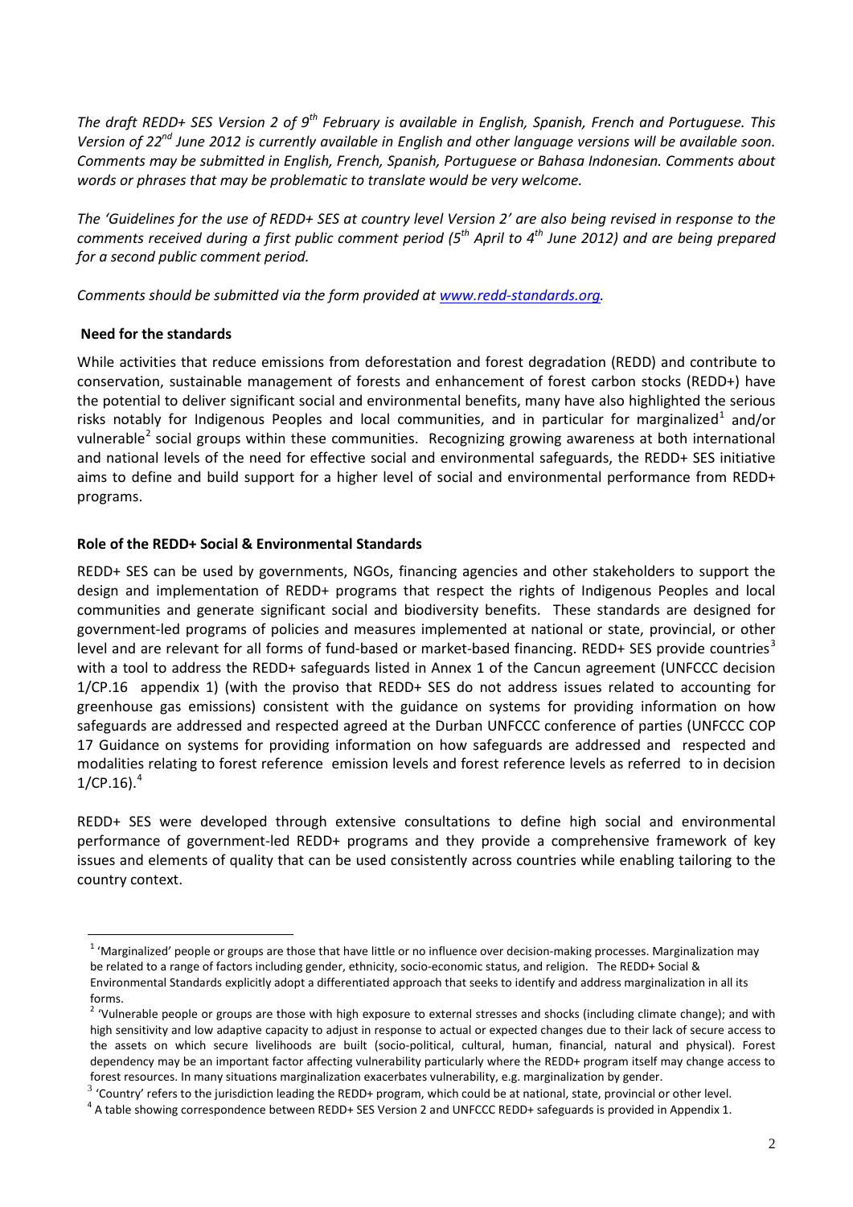*The draft REDD+ SES Version 2 of 9th February is available in English, Spanish, French and Portuguese. This Version of 22nd June 2012 is currently available in English and other language versions will be available soon. Comments may be submitted in English, French, Spanish, Portuguese or Bahasa Indonesian. Comments about words or phrases that may be problematic to translate would be very welcome.*

*The 'Guidelines for the use of REDD+ SES at country level Version 2' are also being revised in response to the comments received during a first public comment period (5th April to 4th June 2012) and are being prepared for a second public comment period.*

*Comments should be submitted via the form provided at [www.redd-standards.org](www.redd-standards.org).*

**Need for the standards**

While activities that reduce emissions from deforestation and forest degradation (REDD) and contribute to conservation, sustainable management of forests and enhancement of forest carbon stocks (REDD+) have the potential to deliver significant social and environmental benefits, many have also highlighted the serious risks notably for Indigenous Peoples and local communities, and in particular for marginalized[1] and/or vulnerable[2] social groups within these communities. Recognizing growing awareness at both international and national levels of the need for effective social and environmental safeguards, the REDD+ SES initiative aims to define and build support for a higher level of social and environmental performance from REDD+ programs.

**Role of the REDD+ Social & Environmental Standards**

REDD+ SES can be used by governments, NGOs, financing agencies and other stakeholders to support the design and implementation of REDD+ programs that respect the rights of Indigenous Peoples and local communities and generate significant social and biodiversity benefits. These standards are designed for government-led programs of policies and measures implemented at national or state, provincial, or other level and are relevant for all forms of fund-based or market-based financing. REDD+ SES provide countries[3] with a tool to address the REDD+ safeguards listed in Annex 1 of the Cancun agreement (UNFCCC decision 1/CP.16 appendix 1) (with the proviso that REDD+ SES do not address issues related to accounting for greenhouse gas emissions) consistent with the guidance on systems for providing information on how safeguards are addressed and respected agreed at the Durban UNFCCC conference of parties (UNFCCC COP 17 Guidance on systems for providing information on how safeguards are addressed and respected and modalities relating to forest reference emission levels and forest reference levels as referred to in decision 1/CP.16).[4]

REDD+ SES were developed through extensive consultations to define high social and environmental performance of government-led REDD+ programs and they provide a comprehensive framework of key issues and elements of quality that can be used consistently across countries while enabling tailoring to the country context.

---

[1] 'Marginalized' people or groups are those that have little or no influence over decision-making processes. Marginalization may be related to a range of factors including gender, ethnicity, socio-economic status, and religion. The REDD+ Social & Environmental Standards explicitly adopt a differentiated approach that seeks to identify and address marginalization in all its forms.

[2] 'Vulnerable people or groups are those with high exposure to external stresses and shocks (including climate change); and with high sensitivity and low adaptive capacity to adjust in response to actual or expected changes due to their lack of secure access to the assets on which secure livelihoods are built (socio-political, cultural, human, financial, natural and physical). Forest dependency may be an important factor affecting vulnerability particularly where the REDD+ program itself may change access to forest resources. In many situations marginalization exacerbates vulnerability, e.g. marginalization by gender.

[3] 'Country' refers to the jurisdiction leading the REDD+ program, which could be at national, state, provincial or other level.

[4] A table showing correspondence between REDD+ SES Version 2 and UNFCCC REDD+ safeguards is provided in Appendix 1.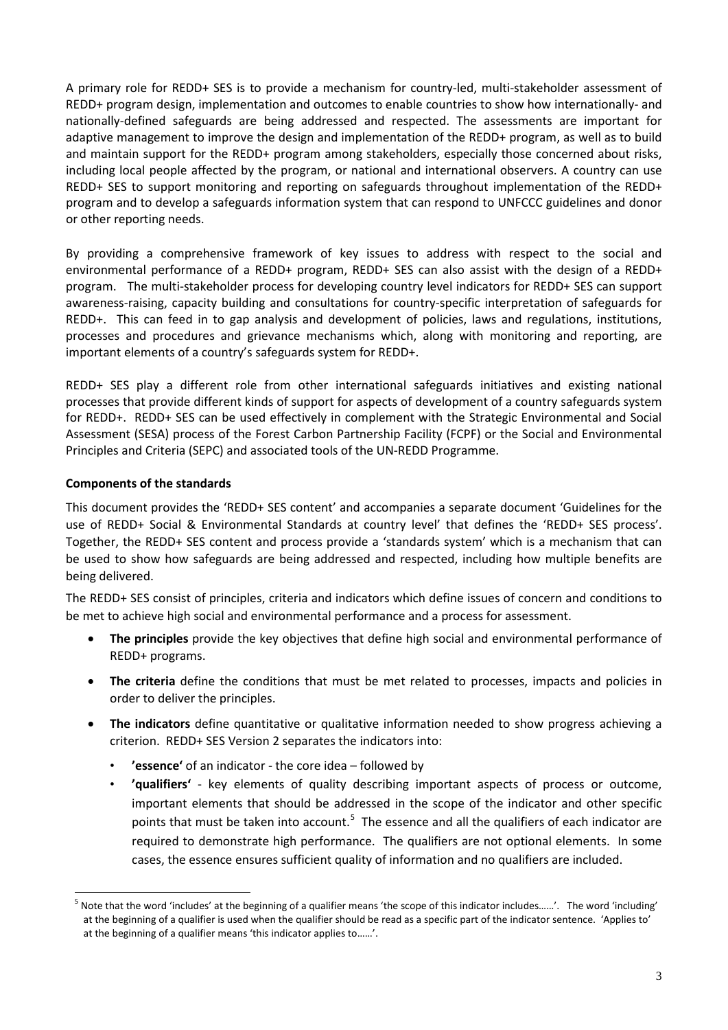A primary role for REDD+ SES is to provide a mechanism for country-led, multi-stakeholder assessment of REDD+ program design, implementation and outcomes to enable countries to show how internationally- and nationally-defined safeguards are being addressed and respected. The assessments are important for adaptive management to improve the design and implementation of the REDD+ program, as well as to build and maintain support for the REDD+ program among stakeholders, especially those concerned about risks, including local people affected by the program, or national and international observers. A country can use REDD+ SES to support monitoring and reporting on safeguards throughout implementation of the REDD+ program and to develop a safeguards information system that can respond to UNFCCC guidelines and donor or other reporting needs.

By providing a comprehensive framework of key issues to address with respect to the social and environmental performance of a REDD+ program, REDD+ SES can also assist with the design of a REDD+ program. The multi-stakeholder process for developing country level indicators for REDD+ SES can support awareness-raising, capacity building and consultations for country-specific interpretation of safeguards for REDD+. This can feed in to gap analysis and development of policies, laws and regulations, institutions, processes and procedures and grievance mechanisms which, along with monitoring and reporting, are important elements of a country's safeguards system for REDD+.

REDD+ SES play a different role from other international safeguards initiatives and existing national processes that provide different kinds of support for aspects of development of a country safeguards system for REDD+. REDD+ SES can be used effectively in complement with the Strategic Environmental and Social Assessment (SESA) process of the Forest Carbon Partnership Facility (FCPF) or the Social and Environmental Principles and Criteria (SEPC) and associated tools of the UN-REDD Programme.

**Components of the standards**

This document provides the 'REDD+ SES content' and accompanies a separate document 'Guidelines for the use of REDD+ Social & Environmental Standards at country level' that defines the 'REDD+ SES process'. Together, the REDD+ SES content and process provide a 'standards system' which is a mechanism that can be used to show how safeguards are being addressed and respected, including how multiple benefits are being delivered.

The REDD+ SES consist of principles, criteria and indicators which define issues of concern and conditions to be met to achieve high social and environmental performance and a process for assessment.

- **The principles** provide the key objectives that define high social and environmental performance of REDD+ programs.
- **The criteria** define the conditions that must be met related to processes, impacts and policies in order to deliver the principles.
- **The indicators** define quantitative or qualitative information needed to show progress achieving a criterion. REDD+ SES Version 2 separates the indicators into:
  - **'essence'** of an indicator - the core idea – followed by
  - **'qualifiers'** - key elements of quality describing important aspects of process or outcome, important elements that should be addressed in the scope of the indicator and other specific points that must be taken into account.[5] The essence and all the qualifiers of each indicator are required to demonstrate high performance. The qualifiers are not optional elements. In some cases, the essence ensures sufficient quality of information and no qualifiers are included.

[5] Note that the word 'includes' at the beginning of a qualifier means 'the scope of this indicator includes……'. The word 'including' at the beginning of a qualifier is used when the qualifier should be read as a specific part of the indicator sentence. 'Applies to' at the beginning of a qualifier means 'this indicator applies to……'.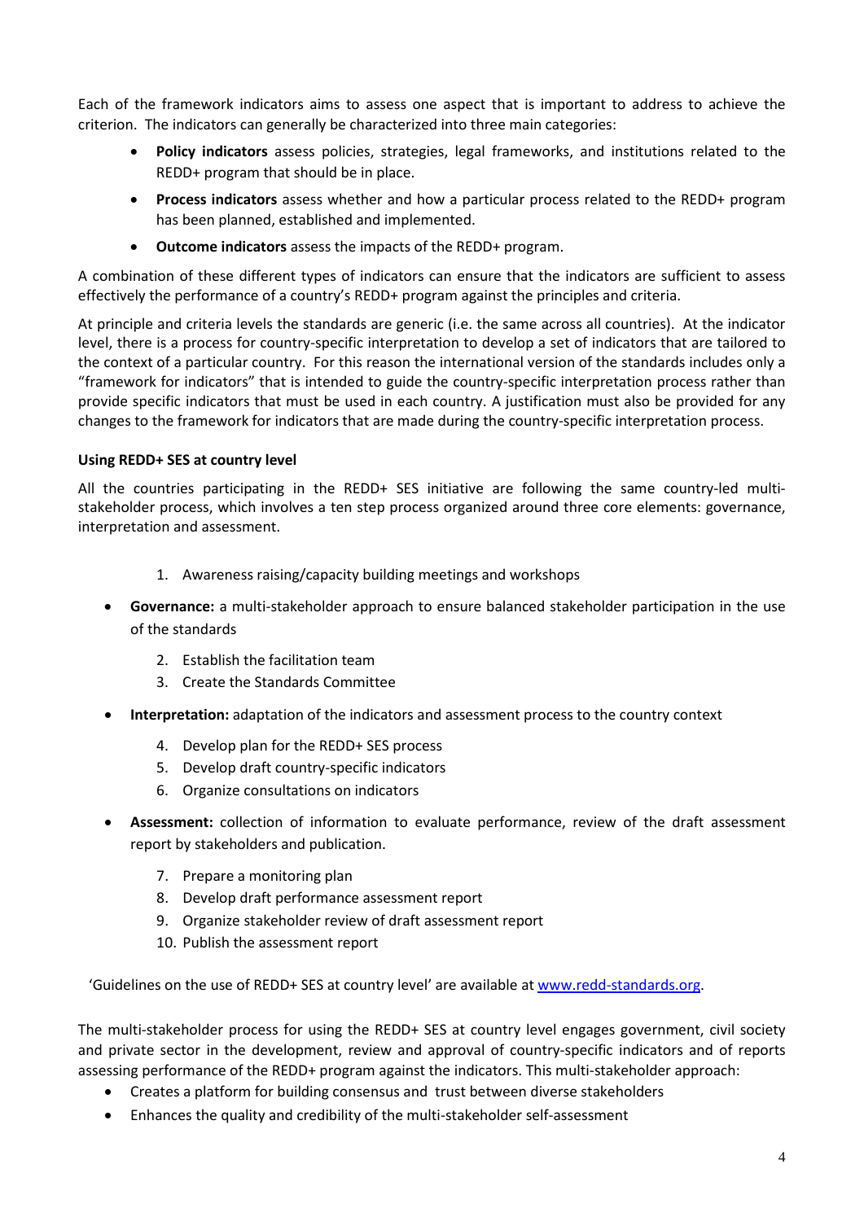Each of the framework indicators aims to assess one aspect that is important to address to achieve the criterion. The indicators can generally be characterized into three main categories:

- **Policy indicators** assess policies, strategies, legal frameworks, and institutions related to the REDD+ program that should be in place.
- **Process indicators** assess whether and how a particular process related to the REDD+ program has been planned, established and implemented.
- **Outcome indicators** assess the impacts of the REDD+ program.

A combination of these different types of indicators can ensure that the indicators are sufficient to assess effectively the performance of a country's REDD+ program against the principles and criteria.

At principle and criteria levels the standards are generic (i.e. the same across all countries). At the indicator level, there is a process for country-specific interpretation to develop a set of indicators that are tailored to the context of a particular country. For this reason the international version of the standards includes only a "framework for indicators" that is intended to guide the country-specific interpretation process rather than provide specific indicators that must be used in each country. A justification must also be provided for any changes to the framework for indicators that are made during the country-specific interpretation process.

**Using REDD+ SES at country level**

All the countries participating in the REDD+ SES initiative are following the same country-led multi-stakeholder process, which involves a ten step process organized around three core elements: governance, interpretation and assessment.

1. Awareness raising/capacity building meetings and workshops

- **Governance:** a multi-stakeholder approach to ensure balanced stakeholder participation in the use of the standards

2. Establish the facilitation team
3. Create the Standards Committee

- **Interpretation:** adaptation of the indicators and assessment process to the country context

4. Develop plan for the REDD+ SES process
5. Develop draft country-specific indicators
6. Organize consultations on indicators

- **Assessment:** collection of information to evaluate performance, review of the draft assessment report by stakeholders and publication.

7. Prepare a monitoring plan
8. Develop draft performance assessment report
9. Organize stakeholder review of draft assessment report
10. Publish the assessment report

'Guidelines on the use of REDD+ SES at country level' are available at [www.redd-standards.org](http://www.redd-standards.org).

The multi-stakeholder process for using the REDD+ SES at country level engages government, civil society and private sector in the development, review and approval of country-specific indicators and of reports assessing performance of the REDD+ program against the indicators. This multi-stakeholder approach:

- Creates a platform for building consensus and trust between diverse stakeholders
- Enhances the quality and credibility of the multi-stakeholder self-assessment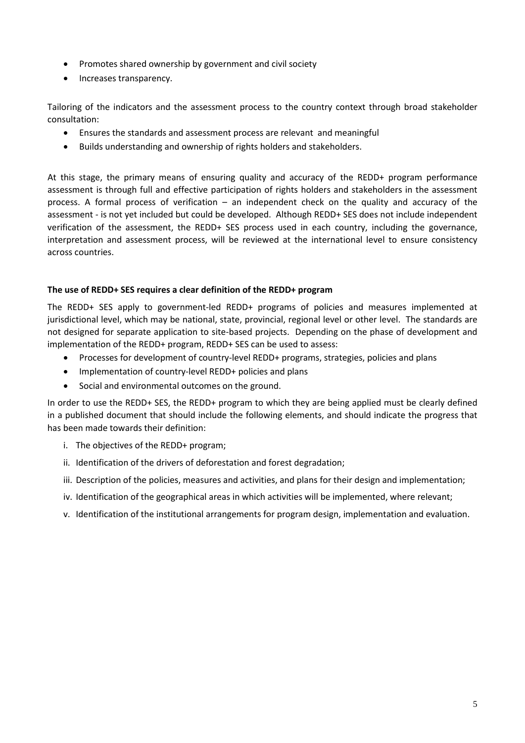- Promotes shared ownership by government and civil society
- Increases transparency.

Tailoring of the indicators and the assessment process to the country context through broad stakeholder consultation:

- Ensures the standards and assessment process are relevant and meaningful
- Builds understanding and ownership of rights holders and stakeholders.

At this stage, the primary means of ensuring quality and accuracy of the REDD+ program performance assessment is through full and effective participation of rights holders and stakeholders in the assessment process. A formal process of verification – an independent check on the quality and accuracy of the assessment - is not yet included but could be developed. Although REDD+ SES does not include independent verification of the assessment, the REDD+ SES process used in each country, including the governance, interpretation and assessment process, will be reviewed at the international level to ensure consistency across countries.

**The use of REDD+ SES requires a clear definition of the REDD+ program**

The REDD+ SES apply to government-led REDD+ programs of policies and measures implemented at jurisdictional level, which may be national, state, provincial, regional level or other level. The standards are not designed for separate application to site-based projects. Depending on the phase of development and implementation of the REDD+ program, REDD+ SES can be used to assess:

- Processes for development of country-level REDD+ programs, strategies, policies and plans
- Implementation of country-level REDD+ policies and plans
- Social and environmental outcomes on the ground.

In order to use the REDD+ SES, the REDD+ program to which they are being applied must be clearly defined in a published document that should include the following elements, and should indicate the progress that has been made towards their definition:

i. The objectives of the REDD+ program;

ii. Identification of the drivers of deforestation and forest degradation;

iii. Description of the policies, measures and activities, and plans for their design and implementation;

iv. Identification of the geographical areas in which activities will be implemented, where relevant;

v. Identification of the institutional arrangements for program design, implementation and evaluation.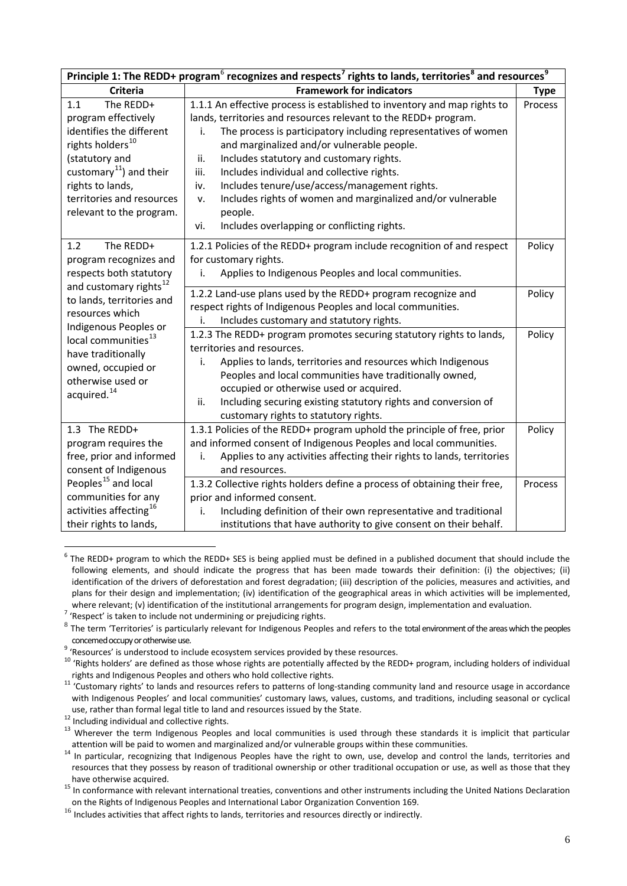| Principle 1: The REDD+ program[6] recognizes and respects[7] rights to lands, territories[8] and resources[9] | | |
|---|---|---|
| **Criteria** | **Framework for indicators** | **Type** |
| 1.1 The REDD+ program effectively identifies the different rights holders[10] (statutory and customary[11]) and their rights to lands, territories and resources relevant to the program. | 1.1.1 An effective process is established to inventory and map rights to lands, territories and resources relevant to the REDD+ program.<br>i. The process is participatory including representatives of women and marginalized and/or vulnerable people.<br>ii. Includes statutory and customary rights.<br>iii. Includes individual and collective rights.<br>iv. Includes tenure/use/access/management rights.<br>v. Includes rights of women and marginalized and/or vulnerable people.<br>vi. Includes overlapping or conflicting rights. | Process |
| 1.2 The REDD+ program recognizes and respects both statutory and customary rights[12] to lands, territories and resources which Indigenous Peoples or local communities[13] have traditionally owned, occupied or otherwise used or acquired.[14] | 1.2.1 Policies of the REDD+ program include recognition of and respect for customary rights.<br>i. Applies to Indigenous Peoples and local communities. | Policy |
| | 1.2.2 Land-use plans used by the REDD+ program recognize and respect rights of Indigenous Peoples and local communities.<br>i. Includes customary and statutory rights. | Policy |
| | 1.2.3 The REDD+ program promotes securing statutory rights to lands, territories and resources.<br>i. Applies to lands, territories and resources which Indigenous Peoples and local communities have traditionally owned, occupied or otherwise used or acquired.<br>ii. Including securing existing statutory rights and conversion of customary rights to statutory rights. | Policy |
| 1.3 The REDD+ program requires the free, prior and informed consent of Indigenous Peoples[15] and local communities for any activities affecting[16] their rights to lands, | 1.3.1 Policies of the REDD+ program uphold the principle of free, prior and informed consent of Indigenous Peoples and local communities.<br>i. Applies to any activities affecting their rights to lands, territories and resources. | Policy |
| | 1.3.2 Collective rights holders define a process of obtaining their free, prior and informed consent.<br>i. Including definition of their own representative and traditional institutions that have authority to give consent on their behalf. | Process |

[6] The REDD+ program to which the REDD+ SES is being applied must be defined in a published document that should include the following elements, and should indicate the progress that has been made towards their definition: (i) the objectives; (ii) identification of the drivers of deforestation and forest degradation; (iii) description of the policies, measures and activities, and plans for their design and implementation; (iv) identification of the geographical areas in which activities will be implemented, where relevant; (v) identification of the institutional arrangements for program design, implementation and evaluation.

[7] 'Respect' is taken to include not undermining or prejudicing rights.

[8] The term 'Territories' is particularly relevant for Indigenous Peoples and refers to the total environment of the areas which the peoples concerned occupy or otherwise use.

[9] 'Resources' is understood to include ecosystem services provided by these resources.

[10] 'Rights holders' are defined as those whose rights are potentially affected by the REDD+ program, including holders of individual rights and Indigenous Peoples and others who hold collective rights.

[11] 'Customary rights' to lands and resources refers to patterns of long-standing community land and resource usage in accordance with Indigenous Peoples' and local communities' customary laws, values, customs, and traditions, including seasonal or cyclical use, rather than formal legal title to land and resources issued by the State.

[12] Including individual and collective rights.

[13] Wherever the term Indigenous Peoples and local communities is used through these standards it is implicit that particular attention will be paid to women and marginalized and/or vulnerable groups within these communities.

[14] In particular, recognizing that Indigenous Peoples have the right to own, use, develop and control the lands, territories and resources that they possess by reason of traditional ownership or other traditional occupation or use, as well as those that they have otherwise acquired.

[15] In conformance with relevant international treaties, conventions and other instruments including the United Nations Declaration on the Rights of Indigenous Peoples and International Labor Organization Convention 169.

[16] Includes activities that affect rights to lands, territories and resources directly or indirectly.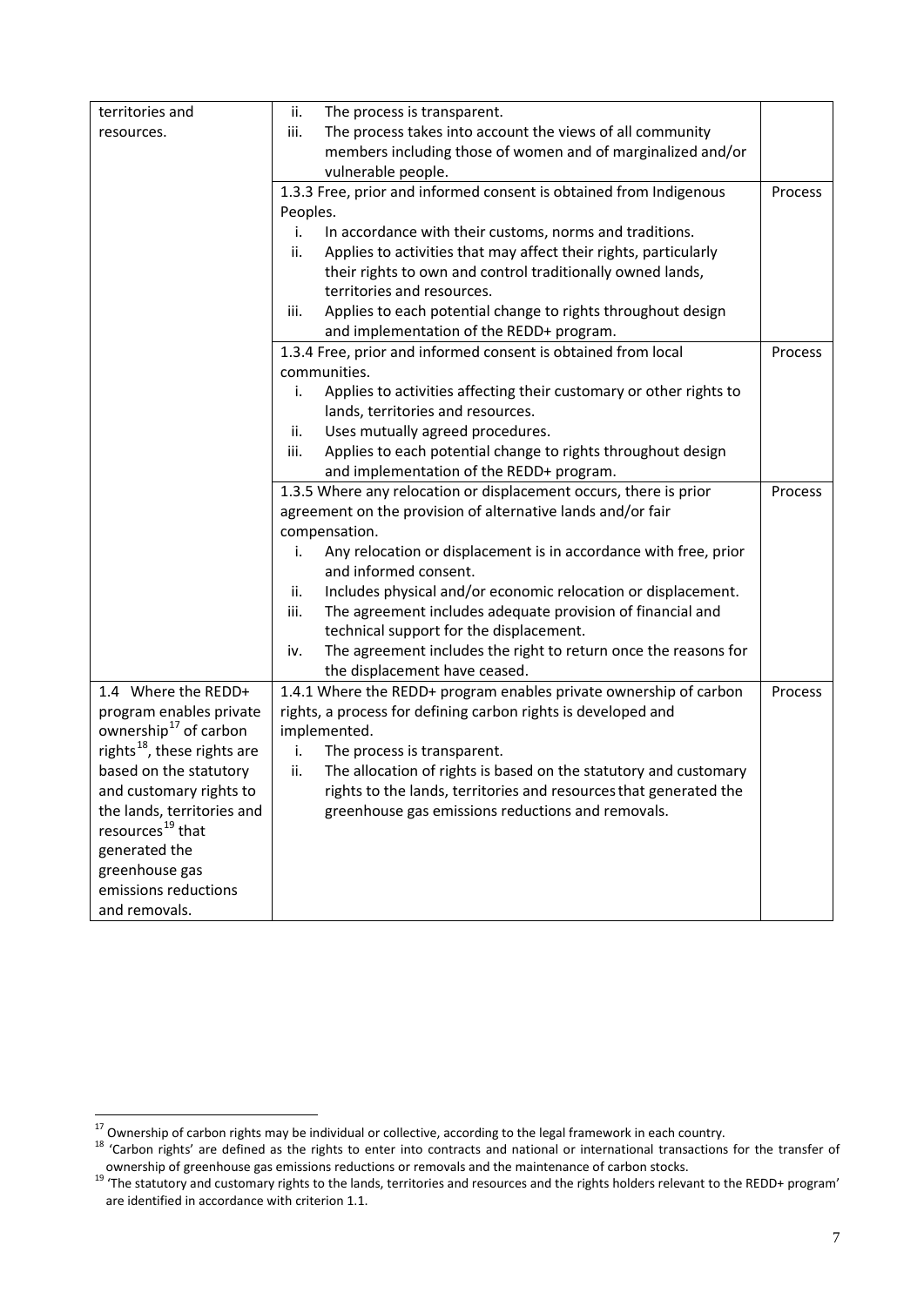| | | |
|---|---|---|
| territories and resources. | ii. The process is transparent.<br>iii. The process takes into account the views of all community members including those of women and of marginalized and/or vulnerable people. | |
| | 1.3.3 Free, prior and informed consent is obtained from Indigenous Peoples.<br>i. In accordance with their customs, norms and traditions.<br>ii. Applies to activities that may affect their rights, particularly their rights to own and control traditionally owned lands, territories and resources.<br>iii. Applies to each potential change to rights throughout design and implementation of the REDD+ program. | Process |
| | 1.3.4 Free, prior and informed consent is obtained from local communities.<br>i. Applies to activities affecting their customary or other rights to lands, territories and resources.<br>ii. Uses mutually agreed procedures.<br>iii. Applies to each potential change to rights throughout design and implementation of the REDD+ program. | Process |
| | 1.3.5 Where any relocation or displacement occurs, there is prior agreement on the provision of alternative lands and/or fair compensation.<br>i. Any relocation or displacement is in accordance with free, prior and informed consent.<br>ii. Includes physical and/or economic relocation or displacement.<br>iii. The agreement includes adequate provision of financial and technical support for the displacement.<br>iv. The agreement includes the right to return once the reasons for the displacement have ceased. | Process |
| 1.4 Where the REDD+ program enables private ownership[17] of carbon rights[18], these rights are based on the statutory and customary rights to the lands, territories and resources[19] that generated the greenhouse gas emissions reductions and removals. | 1.4.1 Where the REDD+ program enables private ownership of carbon rights, a process for defining carbon rights is developed and implemented.<br>i. The process is transparent.<br>ii. The allocation of rights is based on the statutory and customary rights to the lands, territories and resources that generated the greenhouse gas emissions reductions and removals. | Process |

[17] Ownership of carbon rights may be individual or collective, according to the legal framework in each country.

[18] 'Carbon rights' are defined as the rights to enter into contracts and national or international transactions for the transfer of ownership of greenhouse gas emissions reductions or removals and the maintenance of carbon stocks.

[19] 'The statutory and customary rights to the lands, territories and resources and the rights holders relevant to the REDD+ program' are identified in accordance with criterion 1.1.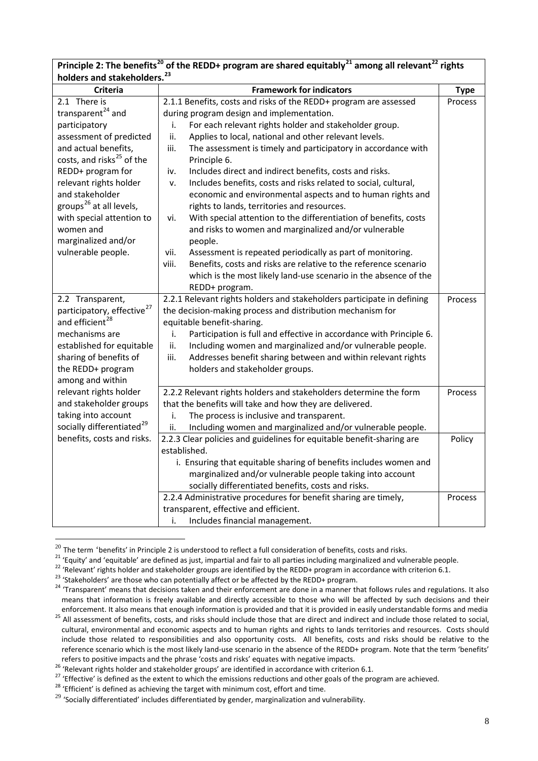| Principle 2: The benefits[20] of the REDD+ program are shared equitably[21] among all relevant[22] rights holders and stakeholders.[23] | | |
|---|---|---|
| **Criteria** | **Framework for indicators** | **Type** |
| 2.1 There is transparent[24] and participatory assessment of predicted and actual benefits, costs, and risks[25] of the REDD+ program for relevant rights holder and stakeholder groups[26] at all levels, with special attention to women and marginalized and/or vulnerable people. | 2.1.1 Benefits, costs and risks of the REDD+ program are assessed during program design and implementation.<br>i. For each relevant rights holder and stakeholder group.<br>ii. Applies to local, national and other relevant levels.<br>iii. The assessment is timely and participatory in accordance with Principle 6.<br>iv. Includes direct and indirect benefits, costs and risks.<br>v. Includes benefits, costs and risks related to social, cultural, economic and environmental aspects and to human rights and rights to lands, territories and resources.<br>vi. With special attention to the differentiation of benefits, costs and risks to women and marginalized and/or vulnerable people.<br>vii. Assessment is repeated periodically as part of monitoring.<br>viii. Benefits, costs and risks are relative to the reference scenario which is the most likely land-use scenario in the absence of the REDD+ program. | Process |
| 2.2 Transparent, participatory, effective[27] and efficient[28] mechanisms are established for equitable sharing of benefits of the REDD+ program among and within relevant rights holder and stakeholder groups taking into account socially differentiated[29] benefits, costs and risks. | 2.2.1 Relevant rights holders and stakeholders participate in defining the decision-making process and distribution mechanism for equitable benefit-sharing.<br>i. Participation is full and effective in accordance with Principle 6.<br>ii. Including women and marginalized and/or vulnerable people.<br>iii. Addresses benefit sharing between and within relevant rights holders and stakeholder groups. | Process |
| | 2.2.2 Relevant rights holders and stakeholders determine the form that the benefits will take and how they are delivered.<br>i. The process is inclusive and transparent.<br>ii. Including women and marginalized and/or vulnerable people. | Process |
| | 2.2.3 Clear policies and guidelines for equitable benefit-sharing are established.<br>i. Ensuring that equitable sharing of benefits includes women and marginalized and/or vulnerable people taking into account socially differentiated benefits, costs and risks. | Policy |
| | 2.2.4 Administrative procedures for benefit sharing are timely, transparent, effective and efficient.<br>i. Includes financial management. | Process |

[20] The term 'benefits' in Principle 2 is understood to reflect a full consideration of benefits, costs and risks.

[21] 'Equity' and 'equitable' are defined as just, impartial and fair to all parties including marginalized and vulnerable people.

[22] 'Relevant' rights holder and stakeholder groups are identified by the REDD+ program in accordance with criterion 6.1.

[23] 'Stakeholders' are those who can potentially affect or be affected by the REDD+ program.

[24] 'Transparent' means that decisions taken and their enforcement are done in a manner that follows rules and regulations. It also means that information is freely available and directly accessible to those who will be affected by such decisions and their enforcement. It also means that enough information is provided and that it is provided in easily understandable forms and media

[25] All assessment of benefits, costs, and risks should include those that are direct and indirect and include those related to social, cultural, environmental and economic aspects and to human rights and rights to lands territories and resources. Costs should include those related to responsibilities and also opportunity costs. All benefits, costs and risks should be relative to the reference scenario which is the most likely land-use scenario in the absence of the REDD+ program. Note that the term 'benefits' refers to positive impacts and the phrase 'costs and risks' equates with negative impacts.

[26] 'Relevant rights holder and stakeholder groups' are identified in accordance with criterion 6.1.

[27] 'Effective' is defined as the extent to which the emissions reductions and other goals of the program are achieved.

[28] 'Efficient' is defined as achieving the target with minimum cost, effort and time.

[29] 'Socially differentiated' includes differentiated by gender, marginalization and vulnerability.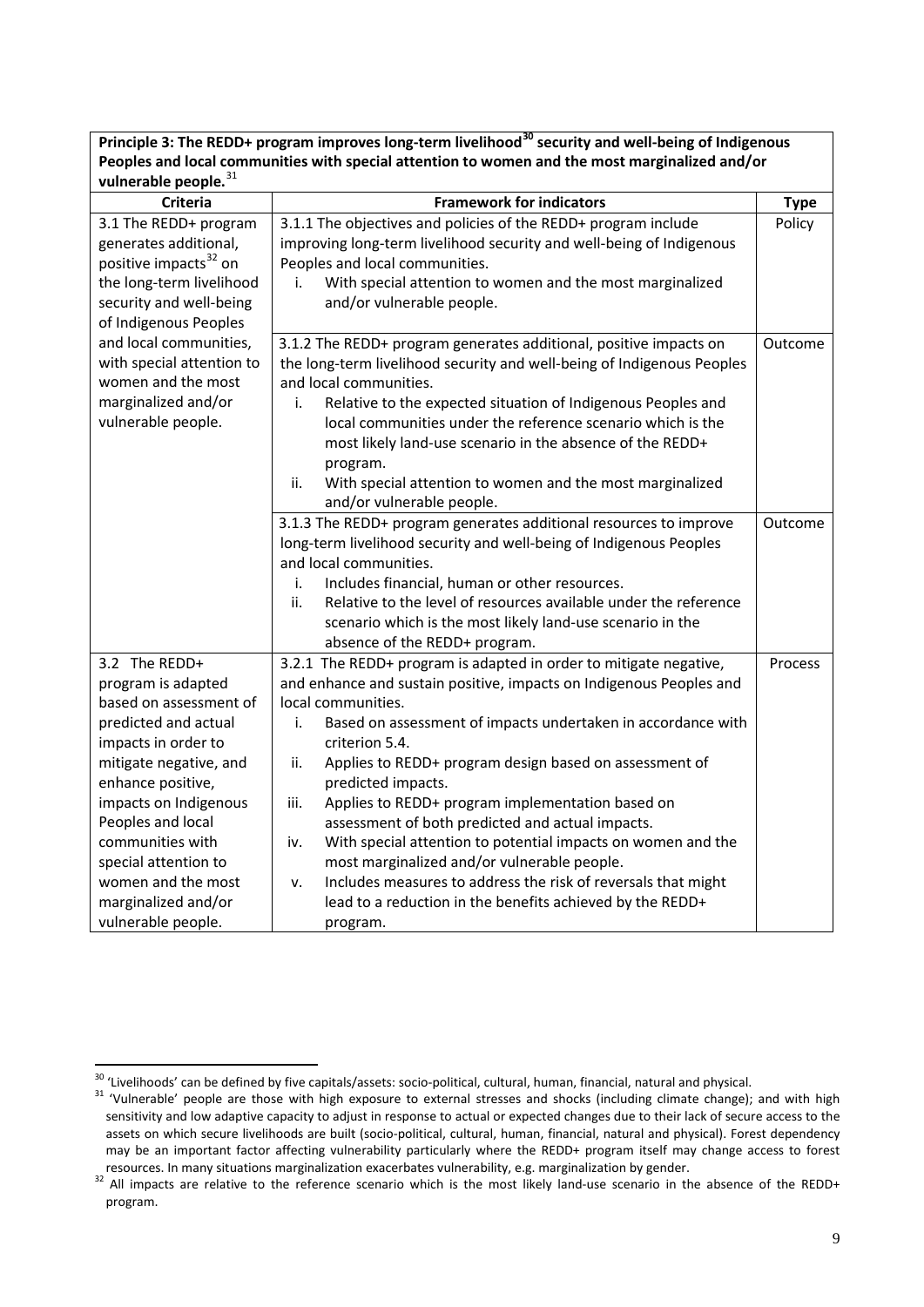| Principle 3: The REDD+ program improves long-term livelihood[30] security and well-being of Indigenous Peoples and local communities with special attention to women and the most marginalized and/or vulnerable people.[31] | | |
|---|---|---|
| **Criteria** | **Framework for indicators** | **Type** |
| 3.1 The REDD+ program generates additional, positive impacts[32] on the long-term livelihood security and well-being of Indigenous Peoples and local communities, with special attention to women and the most marginalized and/or vulnerable people. | 3.1.1 The objectives and policies of the REDD+ program include improving long-term livelihood security and well-being of Indigenous Peoples and local communities.<br>i. With special attention to women and the most marginalized and/or vulnerable people. | Policy |
| | 3.1.2 The REDD+ program generates additional, positive impacts on the long-term livelihood security and well-being of Indigenous Peoples and local communities.<br>i. Relative to the expected situation of Indigenous Peoples and local communities under the reference scenario which is the most likely land-use scenario in the absence of the REDD+ program.<br>ii. With special attention to women and the most marginalized and/or vulnerable people. | Outcome |
| | 3.1.3 The REDD+ program generates additional resources to improve long-term livelihood security and well-being of Indigenous Peoples and local communities.<br>i. Includes financial, human or other resources.<br>ii. Relative to the level of resources available under the reference scenario which is the most likely land-use scenario in the absence of the REDD+ program. | Outcome |
| 3.2 The REDD+ program is adapted based on assessment of predicted and actual impacts in order to mitigate negative, and enhance positive, impacts on Indigenous Peoples and local communities with special attention to women and the most marginalized and/or vulnerable people. | 3.2.1 The REDD+ program is adapted in order to mitigate negative, and enhance and sustain positive, impacts on Indigenous Peoples and local communities.<br>i. Based on assessment of impacts undertaken in accordance with criterion 5.4.<br>ii. Applies to REDD+ program design based on assessment of predicted impacts.<br>iii. Applies to REDD+ program implementation based on assessment of both predicted and actual impacts.<br>iv. With special attention to potential impacts on women and the most marginalized and/or vulnerable people.<br>v. Includes measures to address the risk of reversals that might lead to a reduction in the benefits achieved by the REDD+ program. | Process |

[30] 'Livelihoods' can be defined by five capitals/assets: socio-political, cultural, human, financial, natural and physical.

[31] 'Vulnerable' people are those with high exposure to external stresses and shocks (including climate change); and with high sensitivity and low adaptive capacity to adjust in response to actual or expected changes due to their lack of secure access to the assets on which secure livelihoods are built (socio-political, cultural, human, financial, natural and physical). Forest dependency may be an important factor affecting vulnerability particularly where the REDD+ program itself may change access to forest resources. In many situations marginalization exacerbates vulnerability, e.g. marginalization by gender.

[32] All impacts are relative to the reference scenario which is the most likely land-use scenario in the absence of the REDD+ program.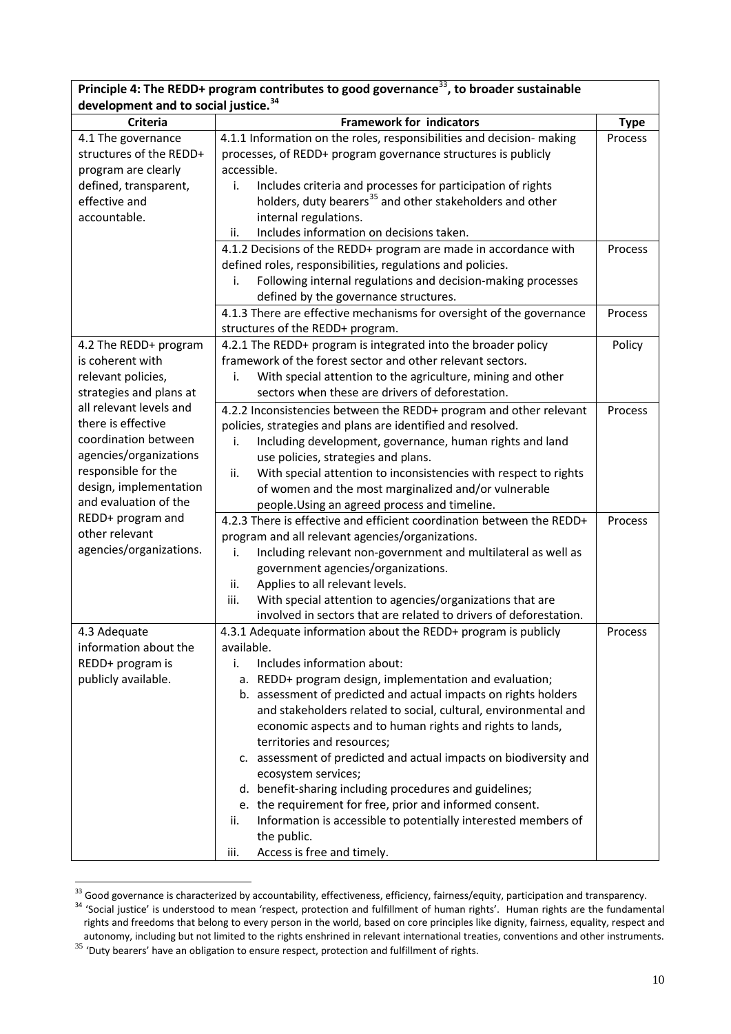| Principle 4: The REDD+ program contributes to good governance[33], to broader sustainable development and to social justice.[34] | | |
|---|---|---|
| **Criteria** | **Framework for indicators** | **Type** |
| 4.1 The governance structures of the REDD+ program are clearly defined, transparent, effective and accountable. | 4.1.1 Information on the roles, responsibilities and decision- making processes, of REDD+ program governance structures is publicly accessible.<br>i. Includes criteria and processes for participation of rights holders, duty bearers[35] and other stakeholders and other internal regulations.<br>ii. Includes information on decisions taken. | Process |
| | 4.1.2 Decisions of the REDD+ program are made in accordance with defined roles, responsibilities, regulations and policies.<br>i. Following internal regulations and decision-making processes defined by the governance structures. | Process |
| | 4.1.3 There are effective mechanisms for oversight of the governance structures of the REDD+ program. | Process |
| 4.2 The REDD+ program is coherent with relevant policies, strategies and plans at all relevant levels and there is effective coordination between agencies/organizations responsible for the design, implementation and evaluation of the REDD+ program and other relevant agencies/organizations. | 4.2.1 The REDD+ program is integrated into the broader policy framework of the forest sector and other relevant sectors.<br>i. With special attention to the agriculture, mining and other sectors when these are drivers of deforestation. | Policy |
| | 4.2.2 Inconsistencies between the REDD+ program and other relevant policies, strategies and plans are identified and resolved.<br>i. Including development, governance, human rights and land use policies, strategies and plans.<br>ii. With special attention to inconsistencies with respect to rights of women and the most marginalized and/or vulnerable people.Using an agreed process and timeline. | Process |
| | 4.2.3 There is effective and efficient coordination between the REDD+ program and all relevant agencies/organizations.<br>i. Including relevant non-government and multilateral as well as government agencies/organizations.<br>ii. Applies to all relevant levels.<br>iii. With special attention to agencies/organizations that are involved in sectors that are related to drivers of deforestation. | Process |
| 4.3 Adequate information about the REDD+ program is publicly available. | 4.3.1 Adequate information about the REDD+ program is publicly available.<br>i. Includes information about:<br>a. REDD+ program design, implementation and evaluation;<br>b. assessment of predicted and actual impacts on rights holders and stakeholders related to social, cultural, environmental and economic aspects and to human rights and rights to lands, territories and resources;<br>c. assessment of predicted and actual impacts on biodiversity and ecosystem services;<br>d. benefit-sharing including procedures and guidelines;<br>e. the requirement for free, prior and informed consent.<br>ii. Information is accessible to potentially interested members of the public.<br>iii. Access is free and timely. | Process |

[33] Good governance is characterized by accountability, effectiveness, efficiency, fairness/equity, participation and transparency.

[34] 'Social justice' is understood to mean 'respect, protection and fulfillment of human rights'. Human rights are the fundamental rights and freedoms that belong to every person in the world, based on core principles like dignity, fairness, equality, respect and autonomy, including but not limited to the rights enshrined in relevant international treaties, conventions and other instruments.

[35] 'Duty bearers' have an obligation to ensure respect, protection and fulfillment of rights.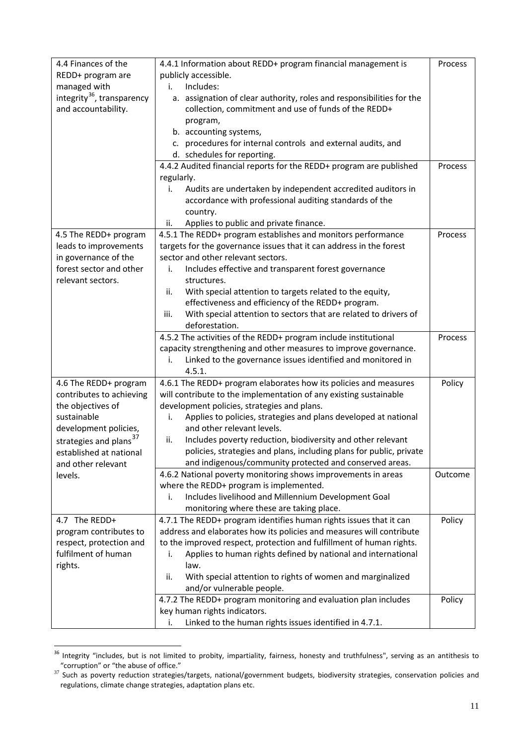| | | |
|---|---|---|
| 4.4 Finances of the REDD+ program are managed with integrity[36], transparency and accountability. | 4.4.1 Information about REDD+ program financial management is publicly accessible.<br>i. Includes:<br>a. assignation of clear authority, roles and responsibilities for the collection, commitment and use of funds of the REDD+ program,<br>b. accounting systems,<br>c. procedures for internal controls and external audits, and<br>d. schedules for reporting. | Process |
| | 4.4.2 Audited financial reports for the REDD+ program are published regularly.<br>i. Audits are undertaken by independent accredited auditors in accordance with professional auditing standards of the country.<br>ii. Applies to public and private finance. | Process |
| 4.5 The REDD+ program leads to improvements in governance of the forest sector and other relevant sectors. | 4.5.1 The REDD+ program establishes and monitors performance targets for the governance issues that it can address in the forest sector and other relevant sectors.<br>i. Includes effective and transparent forest governance structures.<br>ii. With special attention to targets related to the equity, effectiveness and efficiency of the REDD+ program.<br>iii. With special attention to sectors that are related to drivers of deforestation. | Process |
| | 4.5.2 The activities of the REDD+ program include institutional capacity strengthening and other measures to improve governance.<br>i. Linked to the governance issues identified and monitored in 4.5.1. | Process |
| 4.6 The REDD+ program contributes to achieving the objectives of sustainable development policies, strategies and plans[37] established at national and other relevant levels. | 4.6.1 The REDD+ program elaborates how its policies and measures will contribute to the implementation of any existing sustainable development policies, strategies and plans.<br>i. Applies to policies, strategies and plans developed at national and other relevant levels.<br>ii. Includes poverty reduction, biodiversity and other relevant policies, strategies and plans, including plans for public, private and indigenous/community protected and conserved areas. | Policy |
| | 4.6.2 National poverty monitoring shows improvements in areas where the REDD+ program is implemented.<br>i. Includes livelihood and Millennium Development Goal monitoring where these are taking place. | Outcome |
| 4.7 The REDD+ program contributes to respect, protection and fulfilment of human rights. | 4.7.1 The REDD+ program identifies human rights issues that it can address and elaborates how its policies and measures will contribute to the improved respect, protection and fulfillment of human rights.<br>i. Applies to human rights defined by national and international law.<br>ii. With special attention to rights of women and marginalized and/or vulnerable people. | Policy |
| | 4.7.2 The REDD+ program monitoring and evaluation plan includes key human rights indicators.<br>i. Linked to the human rights issues identified in 4.7.1. | Policy |

[36] Integrity "includes, but is not limited to probity, impartiality, fairness, honesty and truthfulness", serving as an antithesis to "corruption" or "the abuse of office."

[37] Such as poverty reduction strategies/targets, national/government budgets, biodiversity strategies, conservation policies and regulations, climate change strategies, adaptation plans etc.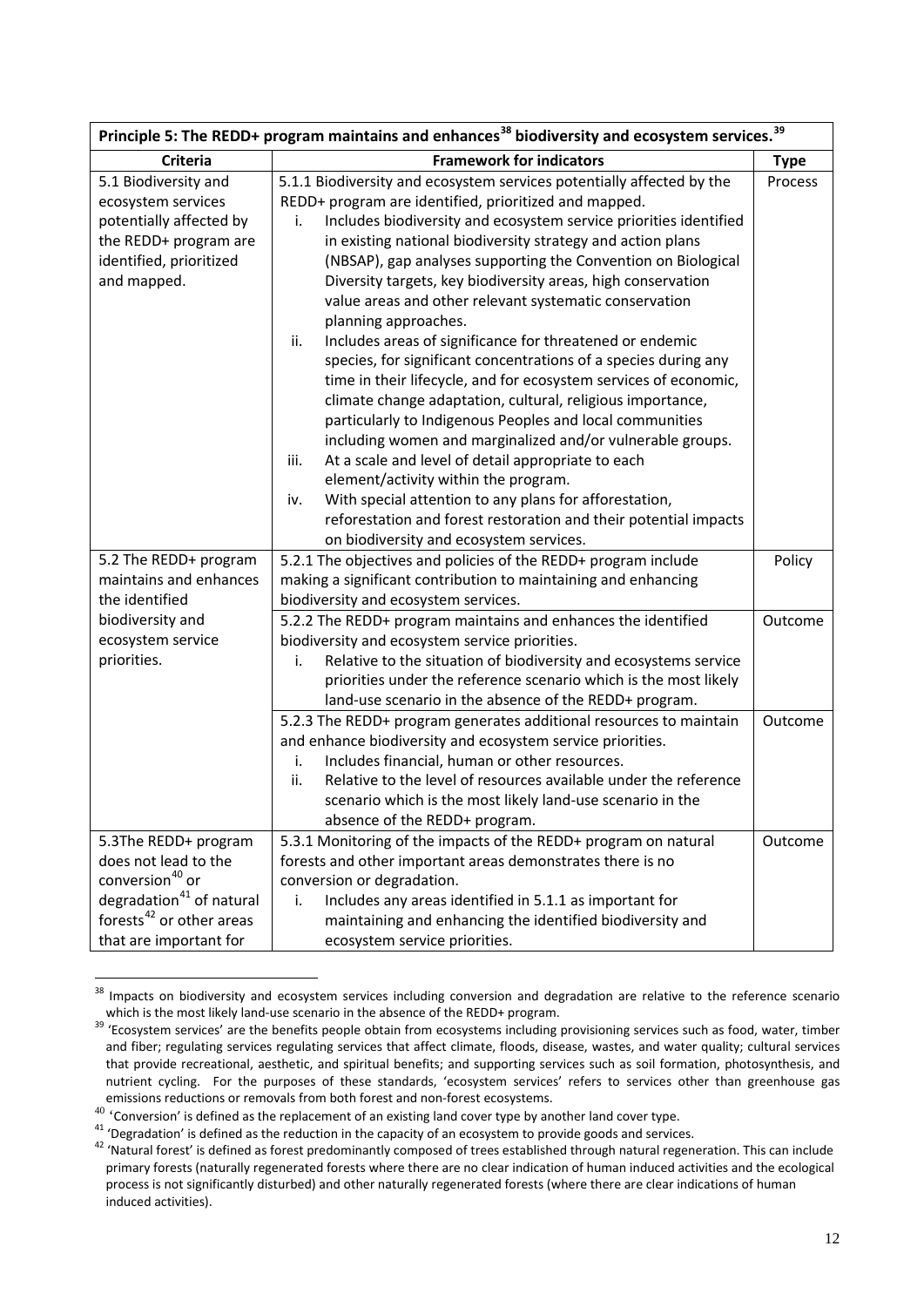| Principle 5: The REDD+ program maintains and enhances[38] biodiversity and ecosystem services.[39] | | |
|---|---|---|
| **Criteria** | **Framework for indicators** | **Type** |
| 5.1 Biodiversity and ecosystem services potentially affected by the REDD+ program are identified, prioritized and mapped. | 5.1.1 Biodiversity and ecosystem services potentially affected by the REDD+ program are identified, prioritized and mapped.<br>i. Includes biodiversity and ecosystem service priorities identified in existing national biodiversity strategy and action plans (NBSAP), gap analyses supporting the Convention on Biological Diversity targets, key biodiversity areas, high conservation value areas and other relevant systematic conservation planning approaches.<br>ii. Includes areas of significance for threatened or endemic species, for significant concentrations of a species during any time in their lifecycle, and for ecosystem services of economic, climate change adaptation, cultural, religious importance, particularly to Indigenous Peoples and local communities including women and marginalized and/or vulnerable groups.<br>iii. At a scale and level of detail appropriate to each element/activity within the program.<br>iv. With special attention to any plans for afforestation, reforestation and forest restoration and their potential impacts on biodiversity and ecosystem services. | Process |
| 5.2 The REDD+ program maintains and enhances the identified biodiversity and ecosystem service priorities. | 5.2.1 The objectives and policies of the REDD+ program include making a significant contribution to maintaining and enhancing biodiversity and ecosystem services. | Policy |
| | 5.2.2 The REDD+ program maintains and enhances the identified biodiversity and ecosystem service priorities.<br>i. Relative to the situation of biodiversity and ecosystems service priorities under the reference scenario which is the most likely land-use scenario in the absence of the REDD+ program. | Outcome |
| | 5.2.3 The REDD+ program generates additional resources to maintain and enhance biodiversity and ecosystem service priorities.<br>i. Includes financial, human or other resources.<br>ii. Relative to the level of resources available under the reference scenario which is the most likely land-use scenario in the absence of the REDD+ program. | Outcome |
| 5.3The REDD+ program does not lead to the conversion[40] or degradation[41] of natural forests[42] or other areas that are important for | 5.3.1 Monitoring of the impacts of the REDD+ program on natural forests and other important areas demonstrates there is no conversion or degradation.<br>i. Includes any areas identified in 5.1.1 as important for maintaining and enhancing the identified biodiversity and ecosystem service priorities. | Outcome |

[38] Impacts on biodiversity and ecosystem services including conversion and degradation are relative to the reference scenario which is the most likely land-use scenario in the absence of the REDD+ program.

[39] 'Ecosystem services' are the benefits people obtain from ecosystems including provisioning services such as food, water, timber and fiber; regulating services regulating services that affect climate, floods, disease, wastes, and water quality; cultural services that provide recreational, aesthetic, and spiritual benefits; and supporting services such as soil formation, photosynthesis, and nutrient cycling. For the purposes of these standards, 'ecosystem services' refers to services other than greenhouse gas emissions reductions or removals from both forest and non-forest ecosystems.

[40] 'Conversion' is defined as the replacement of an existing land cover type by another land cover type.

[41] 'Degradation' is defined as the reduction in the capacity of an ecosystem to provide goods and services.

[42] 'Natural forest' is defined as forest predominantly composed of trees established through natural regeneration. This can include primary forests (naturally regenerated forests where there are no clear indication of human induced activities and the ecological process is not significantly disturbed) and other naturally regenerated forests (where there are clear indications of human induced activities).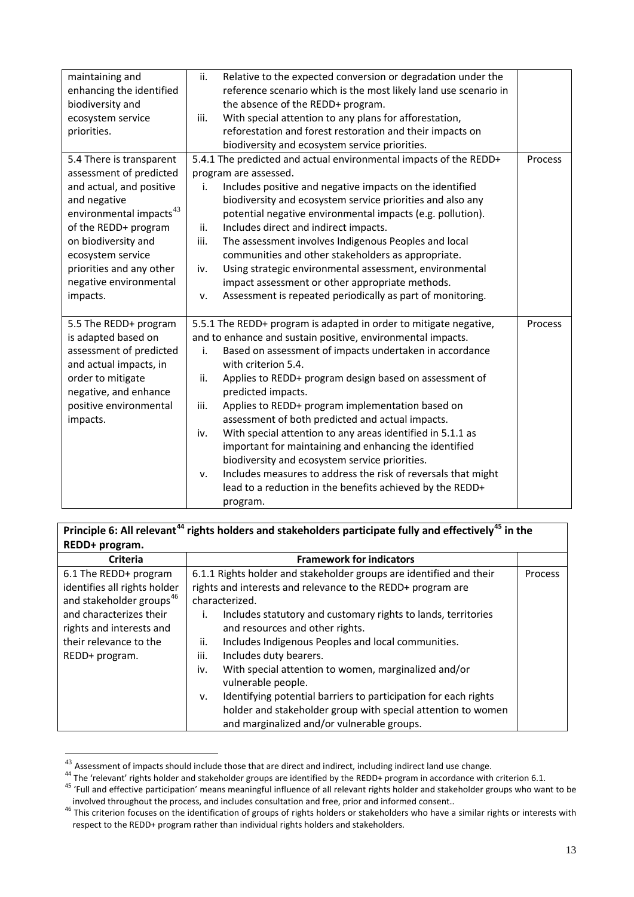| | | |
|---|---|---|
| maintaining and enhancing the identified biodiversity and ecosystem service priorities. | ii. Relative to the expected conversion or degradation under the reference scenario which is the most likely land use scenario in the absence of the REDD+ program.<br>iii. With special attention to any plans for afforestation, reforestation and forest restoration and their impacts on biodiversity and ecosystem service priorities. | |
| 5.4 There is transparent assessment of predicted and actual, and positive and negative environmental impacts[43] of the REDD+ program on biodiversity and ecosystem service priorities and any other negative environmental impacts. | 5.4.1 The predicted and actual environmental impacts of the REDD+ program are assessed.<br>i. Includes positive and negative impacts on the identified biodiversity and ecosystem service priorities and also any potential negative environmental impacts (e.g. pollution).<br>ii. Includes direct and indirect impacts.<br>iii. The assessment involves Indigenous Peoples and local communities and other stakeholders as appropriate.<br>iv. Using strategic environmental assessment, environmental impact assessment or other appropriate methods.<br>v. Assessment is repeated periodically as part of monitoring. | Process |
| 5.5 The REDD+ program is adapted based on assessment of predicted and actual impacts, in order to mitigate negative, and enhance positive environmental impacts. | 5.5.1 The REDD+ program is adapted in order to mitigate negative, and to enhance and sustain positive, environmental impacts.<br>i. Based on assessment of impacts undertaken in accordance with criterion 5.4.<br>ii. Applies to REDD+ program design based on assessment of predicted impacts.<br>iii. Applies to REDD+ program implementation based on assessment of both predicted and actual impacts.<br>iv. With special attention to any areas identified in 5.1.1 as important for maintaining and enhancing the identified biodiversity and ecosystem service priorities.<br>v. Includes measures to address the risk of reversals that might lead to a reduction in the benefits achieved by the REDD+ program. | Process |

| **Principle 6: All relevant[44] rights holders and stakeholders participate fully and effectively[45] in the REDD+ program.** | | |
|---|---|---|
| **Criteria** | **Framework for indicators** | |
| 6.1 The REDD+ program identifies all rights holder and stakeholder groups[46] and characterizes their rights and interests and their relevance to the REDD+ program. | 6.1.1 Rights holder and stakeholder groups are identified and their rights and interests and relevance to the REDD+ program are characterized.<br>i. Includes statutory and customary rights to lands, territories and resources and other rights.<br>ii. Includes Indigenous Peoples and local communities.<br>iii. Includes duty bearers.<br>iv. With special attention to women, marginalized and/or vulnerable people.<br>v. Identifying potential barriers to participation for each rights holder and stakeholder group with special attention to women and marginalized and/or vulnerable groups. | Process |

[43] Assessment of impacts should include those that are direct and indirect, including indirect land use change.

[44] The 'relevant' rights holder and stakeholder groups are identified by the REDD+ program in accordance with criterion 6.1.

[45] 'Full and effective participation' means meaningful influence of all relevant rights holder and stakeholder groups who want to be involved throughout the process, and includes consultation and free, prior and informed consent..

[46] This criterion focuses on the identification of groups of rights holders or stakeholders who have a similar rights or interests with respect to the REDD+ program rather than individual rights holders and stakeholders.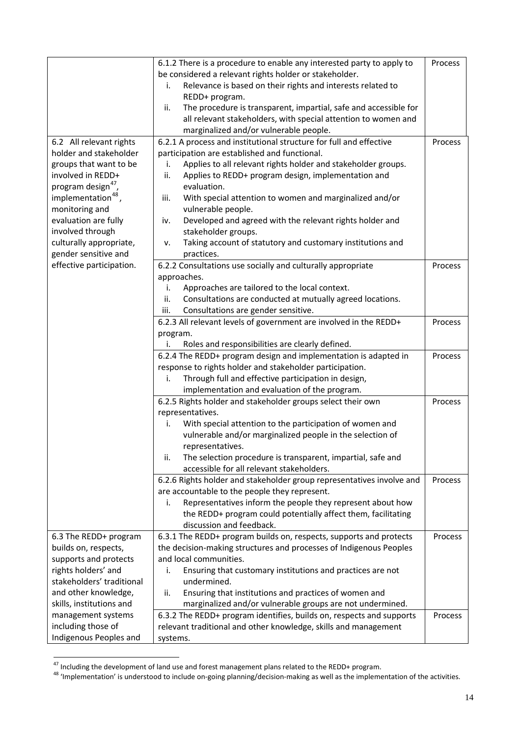| | | |
|---|---|---|
| | 6.1.2 There is a procedure to enable any interested party to apply to be considered a relevant rights holder or stakeholder.<br>i. Relevance is based on their rights and interests related to REDD+ program.<br>ii. The procedure is transparent, impartial, safe and accessible for all relevant stakeholders, with special attention to women and marginalized and/or vulnerable people. | Process |
| 6.2 All relevant rights holder and stakeholder groups that want to be involved in REDD+ program design[47], implementation[48], monitoring and evaluation are fully involved through culturally appropriate, gender sensitive and effective participation. | 6.2.1 A process and institutional structure for full and effective participation are established and functional.<br>i. Applies to all relevant rights holder and stakeholder groups.<br>ii. Applies to REDD+ program design, implementation and evaluation.<br>iii. With special attention to women and marginalized and/or vulnerable people.<br>iv. Developed and agreed with the relevant rights holder and stakeholder groups.<br>v. Taking account of statutory and customary institutions and practices. | Process |
| | 6.2.2 Consultations use socially and culturally appropriate approaches.<br>i. Approaches are tailored to the local context.<br>ii. Consultations are conducted at mutually agreed locations.<br>iii. Consultations are gender sensitive. | Process |
| | 6.2.3 All relevant levels of government are involved in the REDD+ program.<br>i. Roles and responsibilities are clearly defined. | Process |
| | 6.2.4 The REDD+ program design and implementation is adapted in response to rights holder and stakeholder participation.<br>i. Through full and effective participation in design, implementation and evaluation of the program. | Process |
| | 6.2.5 Rights holder and stakeholder groups select their own representatives.<br>i. With special attention to the participation of women and vulnerable and/or marginalized people in the selection of representatives.<br>ii. The selection procedure is transparent, impartial, safe and accessible for all relevant stakeholders. | Process |
| | 6.2.6 Rights holder and stakeholder group representatives involve and are accountable to the people they represent.<br>i. Representatives inform the people they represent about how the REDD+ program could potentially affect them, facilitating discussion and feedback. | Process |
| 6.3 The REDD+ program builds on, respects, supports and protects rights holders' and stakeholders' traditional and other knowledge, skills, institutions and management systems including those of Indigenous Peoples and | 6.3.1 The REDD+ program builds on, respects, supports and protects the decision-making structures and processes of Indigenous Peoples and local communities.<br>i. Ensuring that customary institutions and practices are not undermined.<br>ii. Ensuring that institutions and practices of women and marginalized and/or vulnerable groups are not undermined. | Process |
| | 6.3.2 The REDD+ program identifies, builds on, respects and supports relevant traditional and other knowledge, skills and management systems. | Process |

[47] Including the development of land use and forest management plans related to the REDD+ program.

[48] 'Implementation' is understood to include on-going planning/decision-making as well as the implementation of the activities.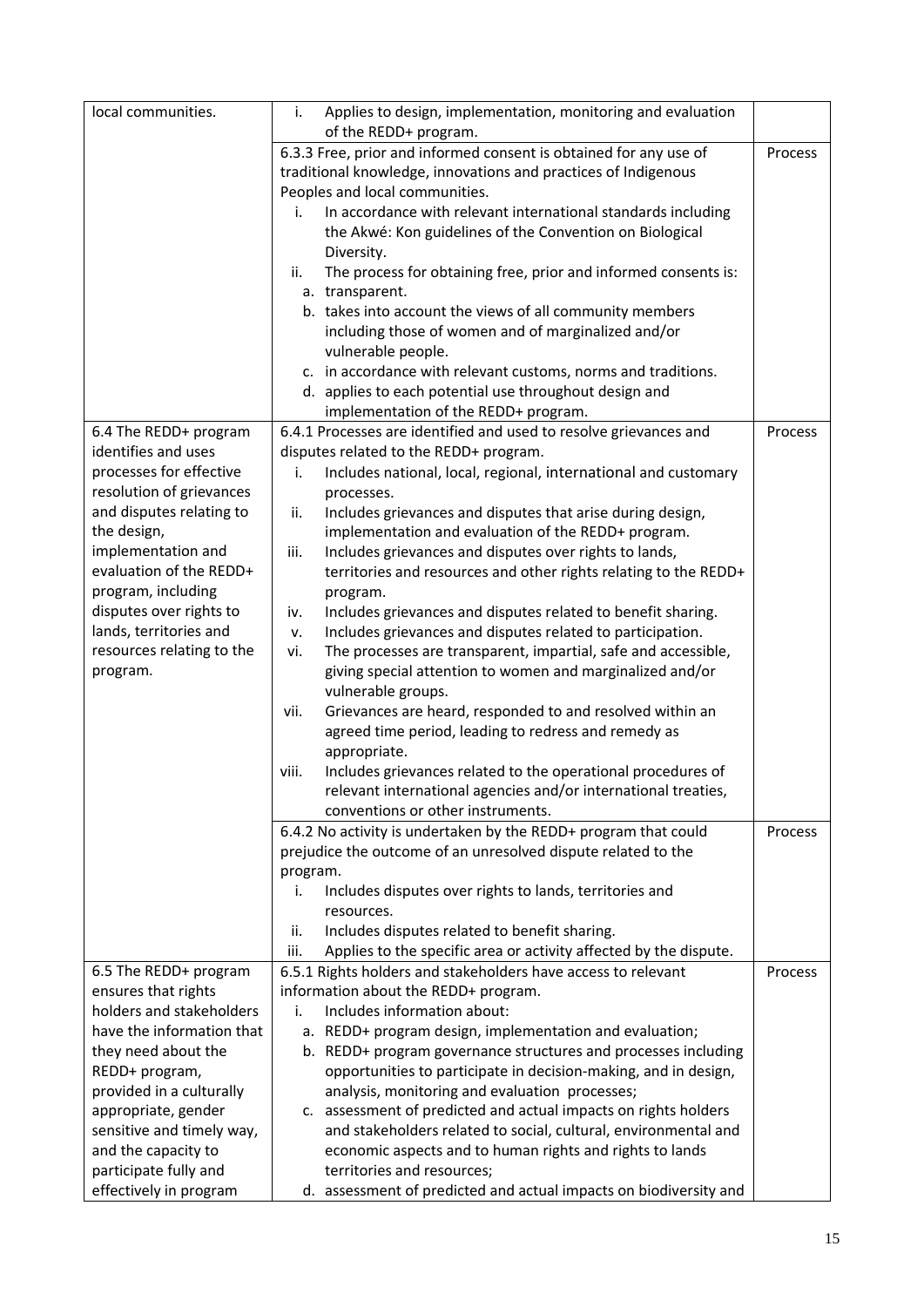| | | |
|---|---|---|
| local communities. | i. Applies to design, implementation, monitoring and evaluation of the REDD+ program. | |
| | 6.3.3 Free, prior and informed consent is obtained for any use of traditional knowledge, innovations and practices of Indigenous Peoples and local communities.<br>i. In accordance with relevant international standards including the Akwé: Kon guidelines of the Convention on Biological Diversity.<br>ii. The process for obtaining free, prior and informed consents is:<br>a. transparent.<br>b. takes into account the views of all community members including those of women and of marginalized and/or vulnerable people.<br>c. in accordance with relevant customs, norms and traditions.<br>d. applies to each potential use throughout design and implementation of the REDD+ program. | Process |
| 6.4 The REDD+ program identifies and uses processes for effective resolution of grievances and disputes relating to the design, implementation and evaluation of the REDD+ program, including disputes over rights to lands, territories and resources relating to the program. | 6.4.1 Processes are identified and used to resolve grievances and disputes related to the REDD+ program.<br>i. Includes national, local, regional, international and customary processes.<br>ii. Includes grievances and disputes that arise during design, implementation and evaluation of the REDD+ program.<br>iii. Includes grievances and disputes over rights to lands, territories and resources and other rights relating to the REDD+ program.<br>iv. Includes grievances and disputes related to benefit sharing.<br>v. Includes grievances and disputes related to participation.<br>vi. The processes are transparent, impartial, safe and accessible, giving special attention to women and marginalized and/or vulnerable groups.<br>vii. Grievances are heard, responded to and resolved within an agreed time period, leading to redress and remedy as appropriate.<br>viii. Includes grievances related to the operational procedures of relevant international agencies and/or international treaties, conventions or other instruments. | Process |
| | 6.4.2 No activity is undertaken by the REDD+ program that could prejudice the outcome of an unresolved dispute related to the program.<br>i. Includes disputes over rights to lands, territories and resources.<br>ii. Includes disputes related to benefit sharing.<br>iii. Applies to the specific area or activity affected by the dispute. | Process |
| 6.5 The REDD+ program ensures that rights holders and stakeholders have the information that they need about the REDD+ program, provided in a culturally appropriate, gender sensitive and timely way, and the capacity to participate fully and effectively in program | 6.5.1 Rights holders and stakeholders have access to relevant information about the REDD+ program.<br>i. Includes information about:<br>a. REDD+ program design, implementation and evaluation;<br>b. REDD+ program governance structures and processes including opportunities to participate in decision-making, and in design, analysis, monitoring and evaluation processes;<br>c. assessment of predicted and actual impacts on rights holders and stakeholders related to social, cultural, environmental and economic aspects and to human rights and rights to lands territories and resources;<br>d. assessment of predicted and actual impacts on biodiversity and | Process |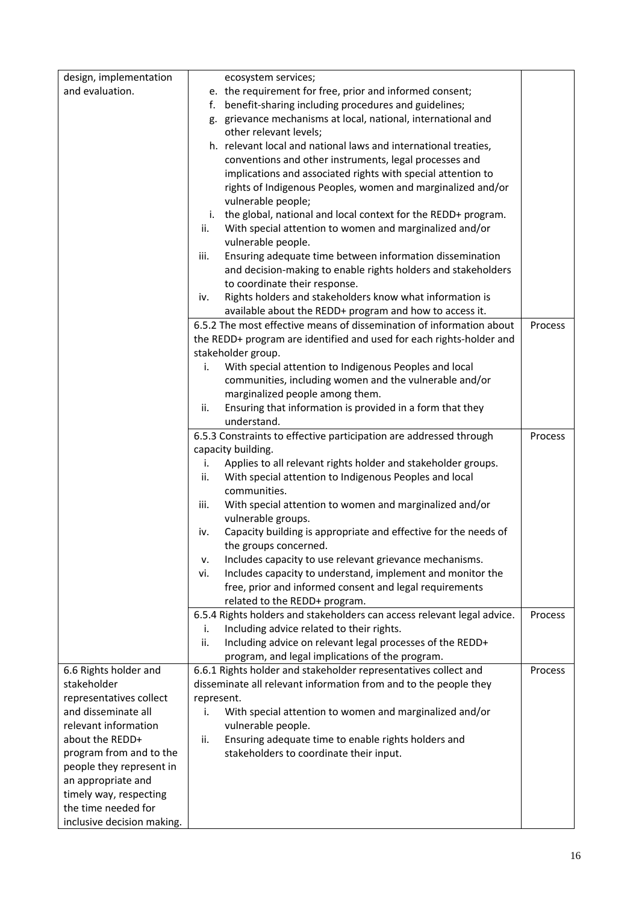| | | |
|---|---|---|
| design, implementation and evaluation. | ecosystem services;<br>e. the requirement for free, prior and informed consent;<br>f. benefit-sharing including procedures and guidelines;<br>g. grievance mechanisms at local, national, international and other relevant levels;<br>h. relevant local and national laws and international treaties, conventions and other instruments, legal processes and implications and associated rights with special attention to rights of Indigenous Peoples, women and marginalized and/or vulnerable people;<br>i. the global, national and local context for the REDD+ program.<br>ii. With special attention to women and marginalized and/or vulnerable people.<br>iii. Ensuring adequate time between information dissemination and decision-making to enable rights holders and stakeholders to coordinate their response.<br>iv. Rights holders and stakeholders know what information is available about the REDD+ program and how to access it. | |
| | 6.5.2 The most effective means of dissemination of information about the REDD+ program are identified and used for each rights-holder and stakeholder group.<br>i. With special attention to Indigenous Peoples and local communities, including women and the vulnerable and/or marginalized people among them.<br>ii. Ensuring that information is provided in a form that they understand. | Process |
| | 6.5.3 Constraints to effective participation are addressed through capacity building.<br>i. Applies to all relevant rights holder and stakeholder groups.<br>ii. With special attention to Indigenous Peoples and local communities.<br>iii. With special attention to women and marginalized and/or vulnerable groups.<br>iv. Capacity building is appropriate and effective for the needs of the groups concerned.<br>v. Includes capacity to use relevant grievance mechanisms.<br>vi. Includes capacity to understand, implement and monitor the free, prior and informed consent and legal requirements related to the REDD+ program. | Process |
| | 6.5.4 Rights holders and stakeholders can access relevant legal advice.<br>i. Including advice related to their rights.<br>ii. Including advice on relevant legal processes of the REDD+ program, and legal implications of the program. | Process |
| 6.6 Rights holder and stakeholder representatives collect and disseminate all relevant information about the REDD+ program from and to the people they represent in an appropriate and timely way, respecting the time needed for inclusive decision making. | 6.6.1 Rights holder and stakeholder representatives collect and disseminate all relevant information from and to the people they represent.<br>i. With special attention to women and marginalized and/or vulnerable people.<br>ii. Ensuring adequate time to enable rights holders and stakeholders to coordinate their input. | Process |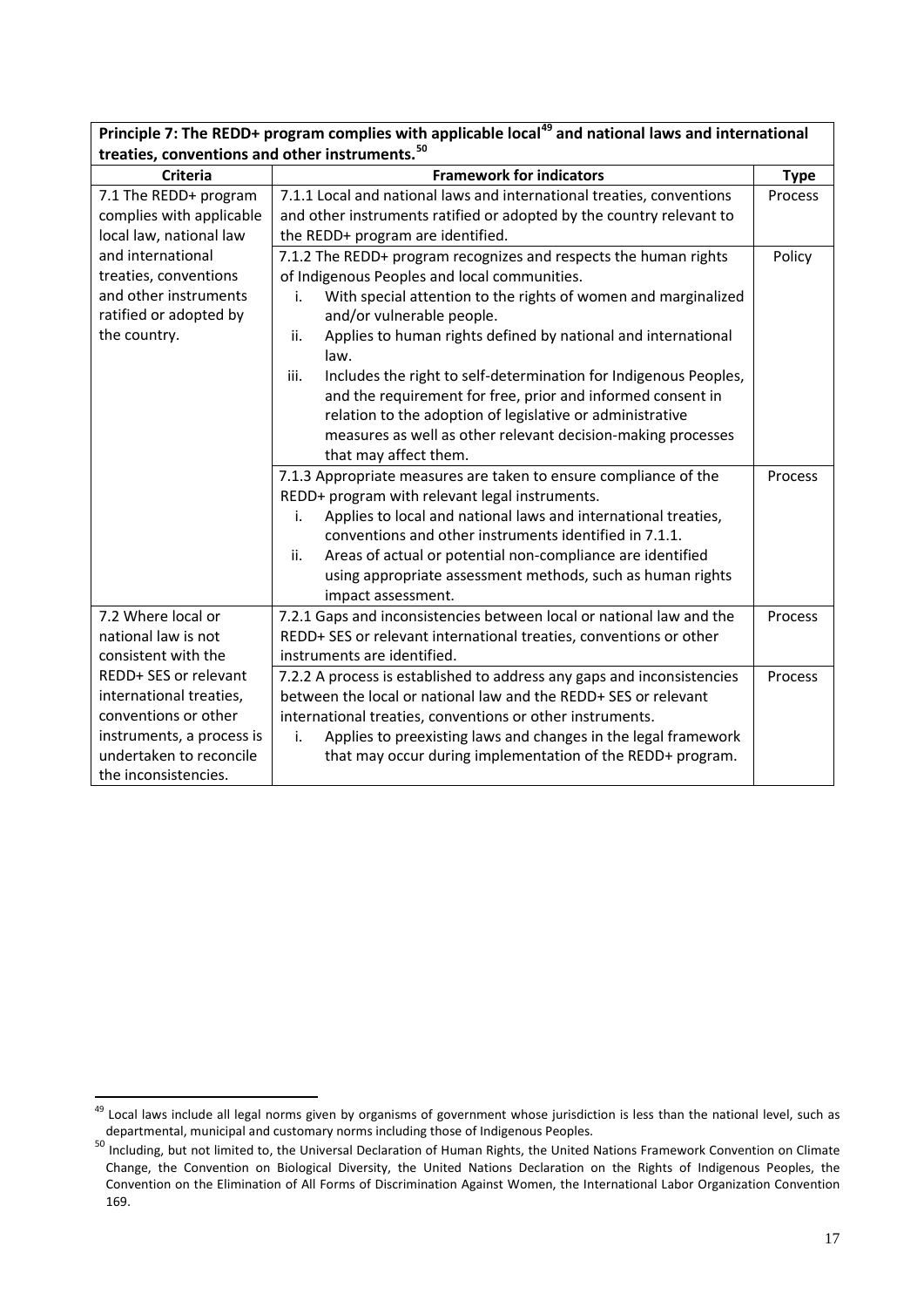**Principle 7: The REDD+ program complies with applicable local[49] and national laws and international treaties, conventions and other instruments.[50]**

| Criteria | Framework for indicators | Type |
|---|---|---|
| 7.1 The REDD+ program complies with applicable local law, national law and international treaties, conventions and other instruments ratified or adopted by the country. | 7.1.1 Local and national laws and international treaties, conventions and other instruments ratified or adopted by the country relevant to the REDD+ program are identified. | Process |
| | 7.1.2 The REDD+ program recognizes and respects the human rights of Indigenous Peoples and local communities.<br>i. With special attention to the rights of women and marginalized and/or vulnerable people.<br>ii. Applies to human rights defined by national and international law.<br>iii. Includes the right to self-determination for Indigenous Peoples, and the requirement for free, prior and informed consent in relation to the adoption of legislative or administrative measures as well as other relevant decision-making processes that may affect them. | Policy |
| | 7.1.3 Appropriate measures are taken to ensure compliance of the REDD+ program with relevant legal instruments.<br>i. Applies to local and national laws and international treaties, conventions and other instruments identified in 7.1.1.<br>ii. Areas of actual or potential non-compliance are identified using appropriate assessment methods, such as human rights impact assessment. | Process |
| 7.2 Where local or national law is not consistent with the REDD+ SES or relevant international treaties, conventions or other instruments, a process is undertaken to reconcile the inconsistencies. | 7.2.1 Gaps and inconsistencies between local or national law and the REDD+ SES or relevant international treaties, conventions or other instruments are identified. | Process |
| | 7.2.2 A process is established to address any gaps and inconsistencies between the local or national law and the REDD+ SES or relevant international treaties, conventions or other instruments.<br>i. Applies to preexisting laws and changes in the legal framework that may occur during implementation of the REDD+ program. | Process |

[49] Local laws include all legal norms given by organisms of government whose jurisdiction is less than the national level, such as departmental, municipal and customary norms including those of Indigenous Peoples.

[50] Including, but not limited to, the Universal Declaration of Human Rights, the United Nations Framework Convention on Climate Change, the Convention on Biological Diversity, the United Nations Declaration on the Rights of Indigenous Peoples, the Convention on the Elimination of All Forms of Discrimination Against Women, the International Labor Organization Convention 169.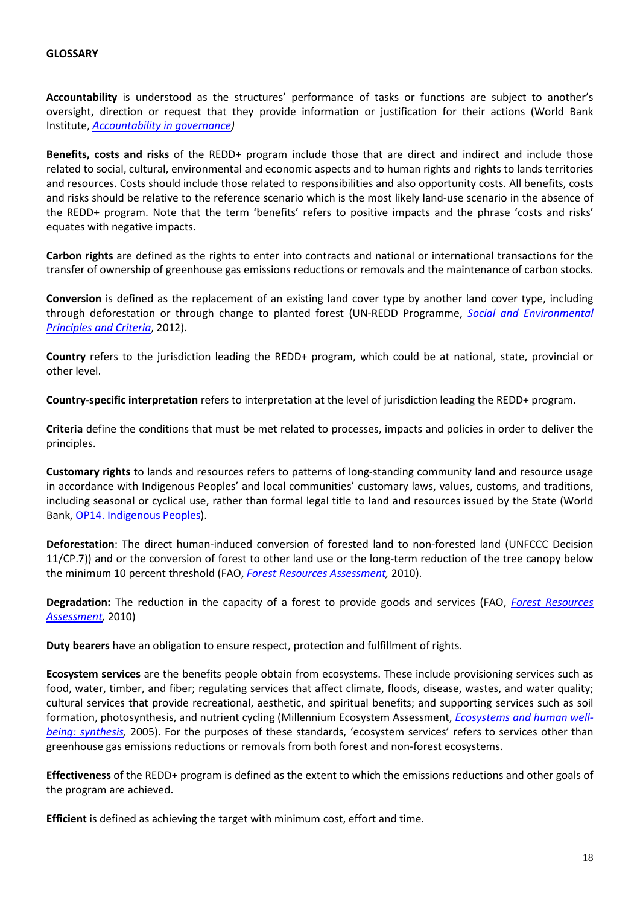**GLOSSARY**

**Accountability** is understood as the structures' performance of tasks or functions are subject to another's oversight, direction or request that they provide information or justification for their actions (World Bank Institute, *Accountability in governance)*

**Benefits, costs and risks** of the REDD+ program include those that are direct and indirect and include those related to social, cultural, environmental and economic aspects and to human rights and rights to lands territories and resources. Costs should include those related to responsibilities and also opportunity costs. All benefits, costs and risks should be relative to the reference scenario which is the most likely land-use scenario in the absence of the REDD+ program. Note that the term 'benefits' refers to positive impacts and the phrase 'costs and risks' equates with negative impacts.

**Carbon rights** are defined as the rights to enter into contracts and national or international transactions for the transfer of ownership of greenhouse gas emissions reductions or removals and the maintenance of carbon stocks.

**Conversion** is defined as the replacement of an existing land cover type by another land cover type, including through deforestation or through change to planted forest (UN-REDD Programme, *Social and Environmental Principles and Criteria*, 2012).

**Country** refers to the jurisdiction leading the REDD+ program, which could be at national, state, provincial or other level.

**Country-specific interpretation** refers to interpretation at the level of jurisdiction leading the REDD+ program.

**Criteria** define the conditions that must be met related to processes, impacts and policies in order to deliver the principles.

**Customary rights** to lands and resources refers to patterns of long-standing community land and resource usage in accordance with Indigenous Peoples' and local communities' customary laws, values, customs, and traditions, including seasonal or cyclical use, rather than formal legal title to land and resources issued by the State (World Bank, OP14. Indigenous Peoples).

**Deforestation**: The direct human-induced conversion of forested land to non-forested land (UNFCCC Decision 11/CP.7)) and or the conversion of forest to other land use or the long-term reduction of the tree canopy below the minimum 10 percent threshold (FAO, *Forest Resources Assessment,* 2010).

**Degradation:** The reduction in the capacity of a forest to provide goods and services (FAO, *Forest Resources Assessment,* 2010)

**Duty bearers** have an obligation to ensure respect, protection and fulfillment of rights.

**Ecosystem services** are the benefits people obtain from ecosystems. These include provisioning services such as food, water, timber, and fiber; regulating services that affect climate, floods, disease, wastes, and water quality; cultural services that provide recreational, aesthetic, and spiritual benefits; and supporting services such as soil formation, photosynthesis, and nutrient cycling (Millennium Ecosystem Assessment, *Ecosystems and human well-being: synthesis,* 2005). For the purposes of these standards, 'ecosystem services' refers to services other than greenhouse gas emissions reductions or removals from both forest and non-forest ecosystems.

**Effectiveness** of the REDD+ program is defined as the extent to which the emissions reductions and other goals of the program are achieved.

**Efficient** is defined as achieving the target with minimum cost, effort and time.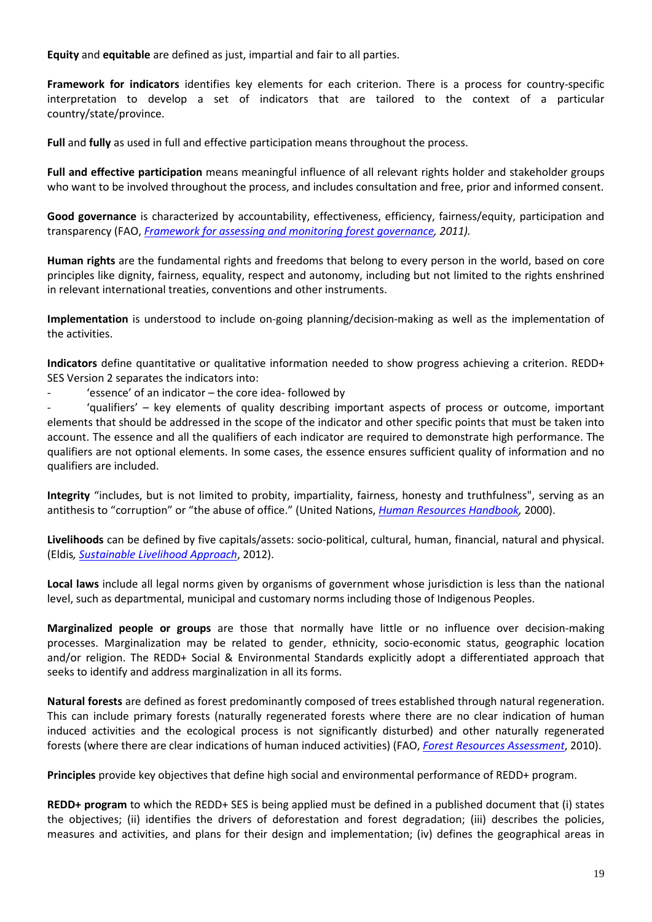**Equity** and **equitable** are defined as just, impartial and fair to all parties.

**Framework for indicators** identifies key elements for each criterion. There is a process for country-specific interpretation to develop a set of indicators that are tailored to the context of a particular country/state/province.

**Full** and **fully** as used in full and effective participation means throughout the process.

**Full and effective participation** means meaningful influence of all relevant rights holder and stakeholder groups who want to be involved throughout the process, and includes consultation and free, prior and informed consent.

**Good governance** is characterized by accountability, effectiveness, efficiency, fairness/equity, participation and transparency (FAO, *Framework for assessing and monitoring forest governance, 2011).*

**Human rights** are the fundamental rights and freedoms that belong to every person in the world, based on core principles like dignity, fairness, equality, respect and autonomy, including but not limited to the rights enshrined in relevant international treaties, conventions and other instruments.

**Implementation** is understood to include on-going planning/decision-making as well as the implementation of the activities.

**Indicators** define quantitative or qualitative information needed to show progress achieving a criterion. REDD+ SES Version 2 separates the indicators into:

- 'essence' of an indicator – the core idea- followed by
- 'qualifiers' – key elements of quality describing important aspects of process or outcome, important elements that should be addressed in the scope of the indicator and other specific points that must be taken into account. The essence and all the qualifiers of each indicator are required to demonstrate high performance. The qualifiers are not optional elements. In some cases, the essence ensures sufficient quality of information and no qualifiers are included.

**Integrity** "includes, but is not limited to probity, impartiality, fairness, honesty and truthfulness", serving as an antithesis to "corruption" or "the abuse of office." (United Nations, *Human Resources Handbook,* 2000).

**Livelihoods** can be defined by five capitals/assets: socio-political, cultural, human, financial, natural and physical. (Eldis*, Sustainable Livelihood Approach*, 2012).

**Local laws** include all legal norms given by organisms of government whose jurisdiction is less than the national level, such as departmental, municipal and customary norms including those of Indigenous Peoples.

**Marginalized people or groups** are those that normally have little or no influence over decision-making processes. Marginalization may be related to gender, ethnicity, socio-economic status, geographic location and/or religion. The REDD+ Social & Environmental Standards explicitly adopt a differentiated approach that seeks to identify and address marginalization in all its forms.

**Natural forests** are defined as forest predominantly composed of trees established through natural regeneration. This can include primary forests (naturally regenerated forests where there are no clear indication of human induced activities and the ecological process is not significantly disturbed) and other naturally regenerated forests (where there are clear indications of human induced activities) (FAO, *Forest Resources Assessment*, 2010).

**Principles** provide key objectives that define high social and environmental performance of REDD+ program.

**REDD+ program** to which the REDD+ SES is being applied must be defined in a published document that (i) states the objectives; (ii) identifies the drivers of deforestation and forest degradation; (iii) describes the policies, measures and activities, and plans for their design and implementation; (iv) defines the geographical areas in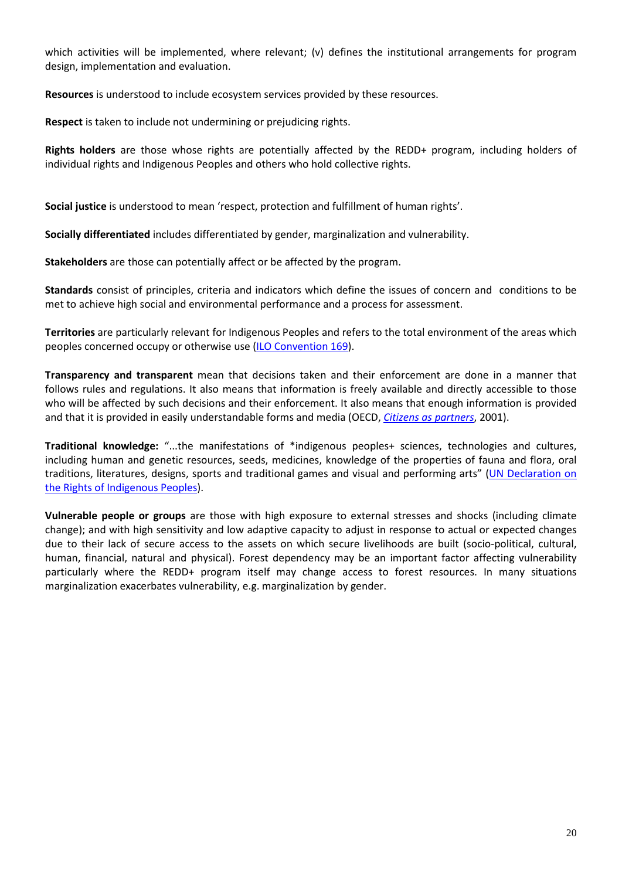which activities will be implemented, where relevant; (v) defines the institutional arrangements for program design, implementation and evaluation.

**Resources** is understood to include ecosystem services provided by these resources.

**Respect** is taken to include not undermining or prejudicing rights.

**Rights holders** are those whose rights are potentially affected by the REDD+ program, including holders of individual rights and Indigenous Peoples and others who hold collective rights.

**Social justice** is understood to mean 'respect, protection and fulfillment of human rights'.

**Socially differentiated** includes differentiated by gender, marginalization and vulnerability.

**Stakeholders** are those can potentially affect or be affected by the program.

**Standards** consist of principles, criteria and indicators which define the issues of concern and conditions to be met to achieve high social and environmental performance and a process for assessment.

**Territories** are particularly relevant for Indigenous Peoples and refers to the total environment of the areas which peoples concerned occupy or otherwise use (ILO Convention 169).

**Transparency and transparent** mean that decisions taken and their enforcement are done in a manner that follows rules and regulations. It also means that information is freely available and directly accessible to those who will be affected by such decisions and their enforcement. It also means that enough information is provided and that it is provided in easily understandable forms and media (OECD, *Citizens as partners*, 2001).

**Traditional knowledge:** "...the manifestations of *indigenous peoples+ sciences, technologies and cultures, including human and genetic resources, seeds, medicines, knowledge of the properties of fauna and flora, oral traditions, literatures, designs, sports and traditional games and visual and performing arts" (UN Declaration on the Rights of Indigenous Peoples).

**Vulnerable people or groups** are those with high exposure to external stresses and shocks (including climate change); and with high sensitivity and low adaptive capacity to adjust in response to actual or expected changes due to their lack of secure access to the assets on which secure livelihoods are built (socio-political, cultural, human, financial, natural and physical). Forest dependency may be an important factor affecting vulnerability particularly where the REDD+ program itself may change access to forest resources. In many situations marginalization exacerbates vulnerability, e.g. marginalization by gender.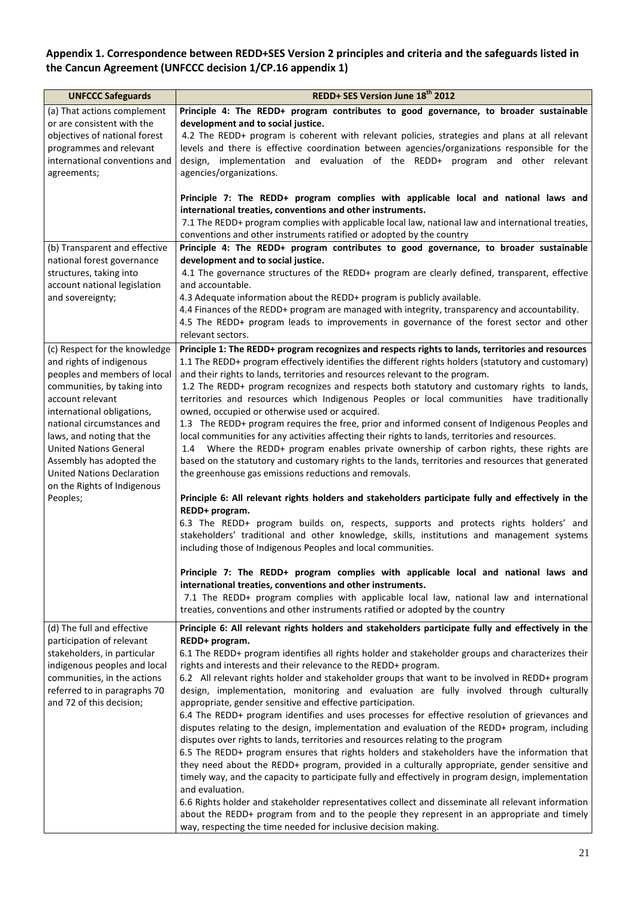## Appendix 1. Correspondence between REDD+SES Version 2 principles and criteria and the safeguards listed in the Cancun Agreement (UNFCCC decision 1/CP.16 appendix 1)

| UNFCCC Safeguards | REDD+ SES Version June 18th 2012 |
|---|---|
| (a) That actions complement or are consistent with the objectives of national forest programmes and relevant international conventions and agreements; | **Principle 4: The REDD+ program contributes to good governance, to broader sustainable development and to social justice.**<br>4.2 The REDD+ program is coherent with relevant policies, strategies and plans at all relevant levels and there is effective coordination between agencies/organizations responsible for the design, implementation and evaluation of the REDD+ program and other relevant agencies/organizations.<br><br>**Principle 7: The REDD+ program complies with applicable local and national laws and international treaties, conventions and other instruments.**<br>7.1 The REDD+ program complies with applicable local law, national law and international treaties, conventions and other instruments ratified or adopted by the country |
| (b) Transparent and effective national forest governance structures, taking into account national legislation and sovereignty; | **Principle 4: The REDD+ program contributes to good governance, to broader sustainable development and to social justice.**<br>4.1 The governance structures of the REDD+ program are clearly defined, transparent, effective and accountable.<br>4.3 Adequate information about the REDD+ program is publicly available.<br>4.4 Finances of the REDD+ program are managed with integrity, transparency and accountability.<br>4.5 The REDD+ program leads to improvements in governance of the forest sector and other relevant sectors. |
| (c) Respect for the knowledge and rights of indigenous peoples and members of local communities, by taking into account relevant international obligations, national circumstances and laws, and noting that the United Nations General Assembly has adopted the United Nations Declaration on the Rights of Indigenous Peoples; | **Principle 1: The REDD+ program recognizes and respects rights to lands, territories and resources**<br>1.1 The REDD+ program effectively identifies the different rights holders (statutory and customary) and their rights to lands, territories and resources relevant to the program.<br>1.2 The REDD+ program recognizes and respects both statutory and customary rights to lands, territories and resources which Indigenous Peoples or local communities have traditionally owned, occupied or otherwise used or acquired.<br>1.3 The REDD+ program requires the free, prior and informed consent of Indigenous Peoples and local communities for any activities affecting their rights to lands, territories and resources.<br>1.4 Where the REDD+ program enables private ownership of carbon rights, these rights are based on the statutory and customary rights to the lands, territories and resources that generated the greenhouse gas emissions reductions and removals.<br><br>**Principle 6: All relevant rights holders and stakeholders participate fully and effectively in the REDD+ program.**<br>6.3 The REDD+ program builds on, respects, supports and protects rights holders' and stakeholders' traditional and other knowledge, skills, institutions and management systems including those of Indigenous Peoples and local communities.<br><br>**Principle 7: The REDD+ program complies with applicable local and national laws and international treaties, conventions and other instruments.**<br>7.1 The REDD+ program complies with applicable local law, national law and international treaties, conventions and other instruments ratified or adopted by the country |
| (d) The full and effective participation of relevant stakeholders, in particular indigenous peoples and local communities, in the actions referred to in paragraphs 70 and 72 of this decision; | **Principle 6: All relevant rights holders and stakeholders participate fully and effectively in the REDD+ program.**<br>6.1 The REDD+ program identifies all rights holder and stakeholder groups and characterizes their rights and interests and their relevance to the REDD+ program.<br>6.2 All relevant rights holder and stakeholder groups that want to be involved in REDD+ program design, implementation, monitoring and evaluation are fully involved through culturally appropriate, gender sensitive and effective participation.<br>6.4 The REDD+ program identifies and uses processes for effective resolution of grievances and disputes relating to the design, implementation and evaluation of the REDD+ program, including disputes over rights to lands, territories and resources relating to the program<br>6.5 The REDD+ program ensures that rights holders and stakeholders have the information that they need about the REDD+ program, provided in a culturally appropriate, gender sensitive and timely way, and the capacity to participate fully and effectively in program design, implementation and evaluation.<br>6.6 Rights holder and stakeholder representatives collect and disseminate all relevant information about the REDD+ program from and to the people they represent in an appropriate and timely way, respecting the time needed for inclusive decision making. |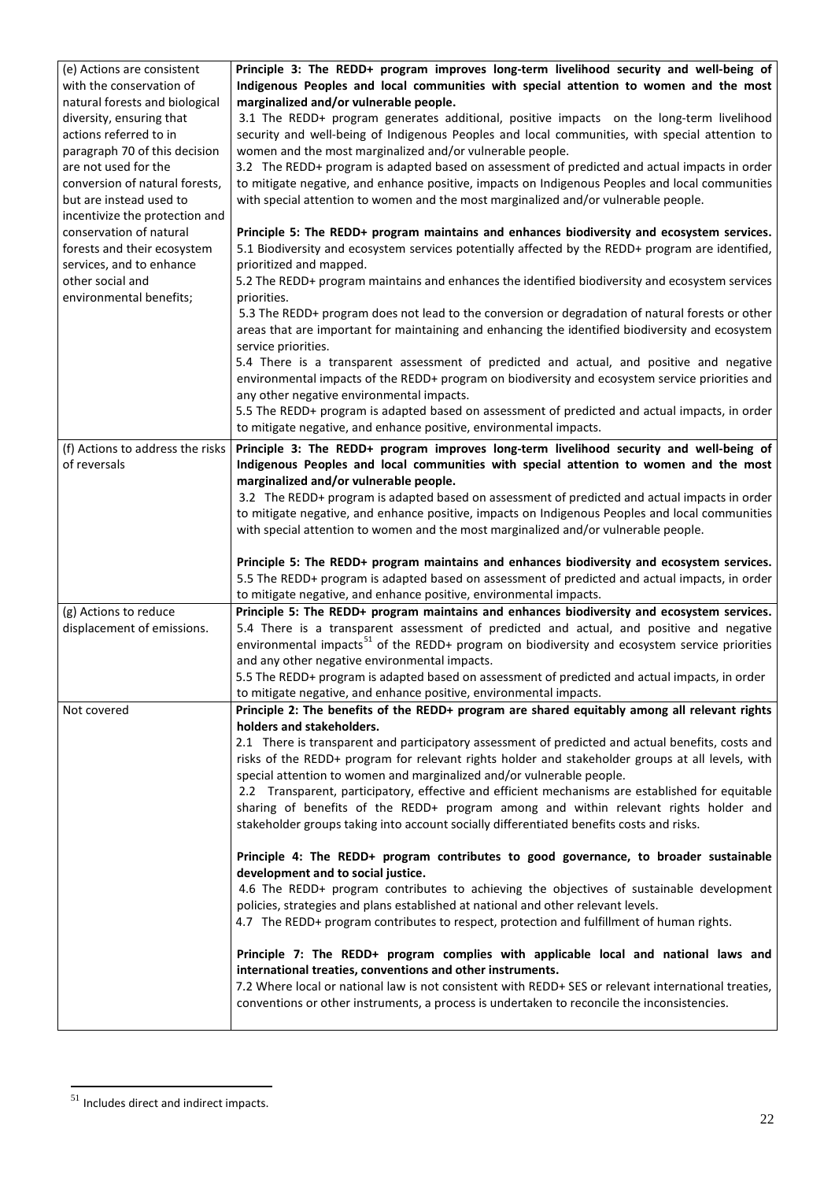| | |
|---|---|
| (e) Actions are consistent with the conservation of natural forests and biological diversity, ensuring that actions referred to in paragraph 70 of this decision are not used for the conversion of natural forests, but are instead used to incentivize the protection and conservation of natural forests and their ecosystem services, and to enhance other social and environmental benefits; | **Principle 3: The REDD+ program improves long-term livelihood security and well-being of Indigenous Peoples and local communities with special attention to women and the most marginalized and/or vulnerable people.**<br>3.1 The REDD+ program generates additional, positive impacts on the long-term livelihood security and well-being of Indigenous Peoples and local communities, with special attention to women and the most marginalized and/or vulnerable people.<br>3.2 The REDD+ program is adapted based on assessment of predicted and actual impacts in order to mitigate negative, and enhance positive, impacts on Indigenous Peoples and local communities with special attention to women and the most marginalized and/or vulnerable people.<br><br>**Principle 5: The REDD+ program maintains and enhances biodiversity and ecosystem services.**<br>5.1 Biodiversity and ecosystem services potentially affected by the REDD+ program are identified, prioritized and mapped.<br>5.2 The REDD+ program maintains and enhances the identified biodiversity and ecosystem services priorities.<br>5.3 The REDD+ program does not lead to the conversion or degradation of natural forests or other areas that are important for maintaining and enhancing the identified biodiversity and ecosystem service priorities.<br>5.4 There is a transparent assessment of predicted and actual, and positive and negative environmental impacts of the REDD+ program on biodiversity and ecosystem service priorities and any other negative environmental impacts.<br>5.5 The REDD+ program is adapted based on assessment of predicted and actual impacts, in order to mitigate negative, and enhance positive, environmental impacts. |
| (f) Actions to address the risks of reversals | **Principle 3: The REDD+ program improves long-term livelihood security and well-being of Indigenous Peoples and local communities with special attention to women and the most marginalized and/or vulnerable people.**<br>3.2 The REDD+ program is adapted based on assessment of predicted and actual impacts in order to mitigate negative, and enhance positive, impacts on Indigenous Peoples and local communities with special attention to women and the most marginalized and/or vulnerable people.<br><br>**Principle 5: The REDD+ program maintains and enhances biodiversity and ecosystem services.**<br>5.5 The REDD+ program is adapted based on assessment of predicted and actual impacts, in order to mitigate negative, and enhance positive, environmental impacts. |
| (g) Actions to reduce displacement of emissions. | **Principle 5: The REDD+ program maintains and enhances biodiversity and ecosystem services.**<br>5.4 There is a transparent assessment of predicted and actual, and positive and negative environmental impacts[51] of the REDD+ program on biodiversity and ecosystem service priorities and any other negative environmental impacts.<br>5.5 The REDD+ program is adapted based on assessment of predicted and actual impacts, in order to mitigate negative, and enhance positive, environmental impacts. |
| Not covered | **Principle 2: The benefits of the REDD+ program are shared equitably among all relevant rights holders and stakeholders.**<br>2.1 There is transparent and participatory assessment of predicted and actual benefits, costs and risks of the REDD+ program for relevant rights holder and stakeholder groups at all levels, with special attention to women and marginalized and/or vulnerable people.<br>2.2 Transparent, participatory, effective and efficient mechanisms are established for equitable sharing of benefits of the REDD+ program among and within relevant rights holder and stakeholder groups taking into account socially differentiated benefits costs and risks.<br><br>**Principle 4: The REDD+ program contributes to good governance, to broader sustainable development and to social justice.**<br>4.6 The REDD+ program contributes to achieving the objectives of sustainable development policies, strategies and plans established at national and other relevant levels.<br>4.7 The REDD+ program contributes to respect, protection and fulfillment of human rights.<br><br>**Principle 7: The REDD+ program complies with applicable local and national laws and international treaties, conventions and other instruments.**<br>7.2 Where local or national law is not consistent with REDD+ SES or relevant international treaties, conventions or other instruments, a process is undertaken to reconcile the inconsistencies. |

[51] Includes direct and indirect impacts.